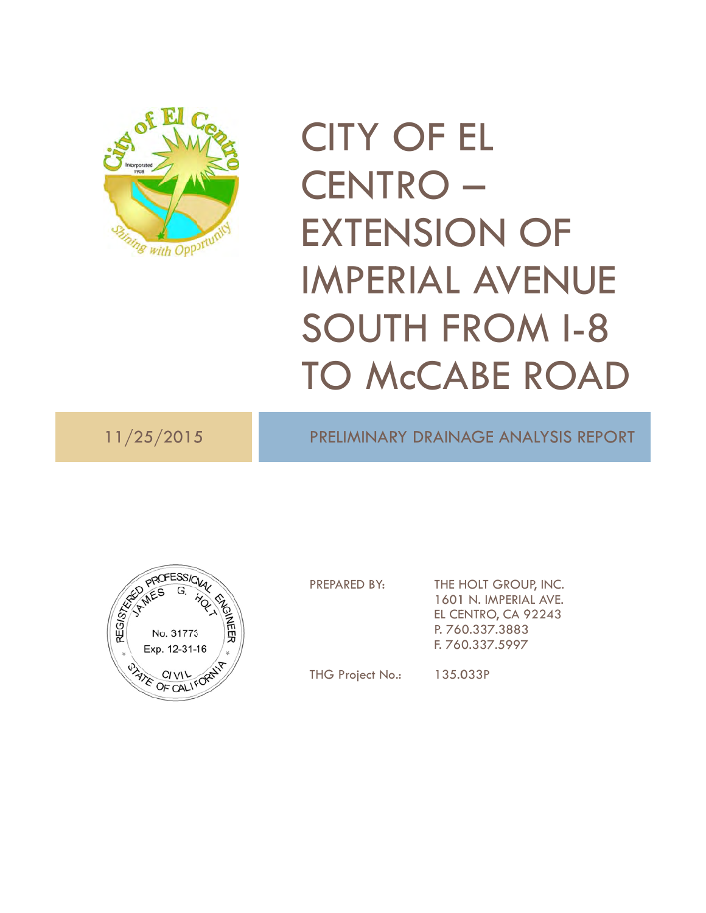# CITY OF EL CENTRO – EXTENSION OF IMPERIAL AVENUE SOUTH FROM I-8 TO McCABE ROAD

11/25/2015

PRELIMINARY DRAINAGE ANALYSIS REPORT

PREPARED BY: THE HOLT GROUP, INC.
1601 N. IMPERIAL AVE.
EL CENTRO, CA 92243
P. 760.337.3883
F. 760.337.5997

THG Project No.: 135.033P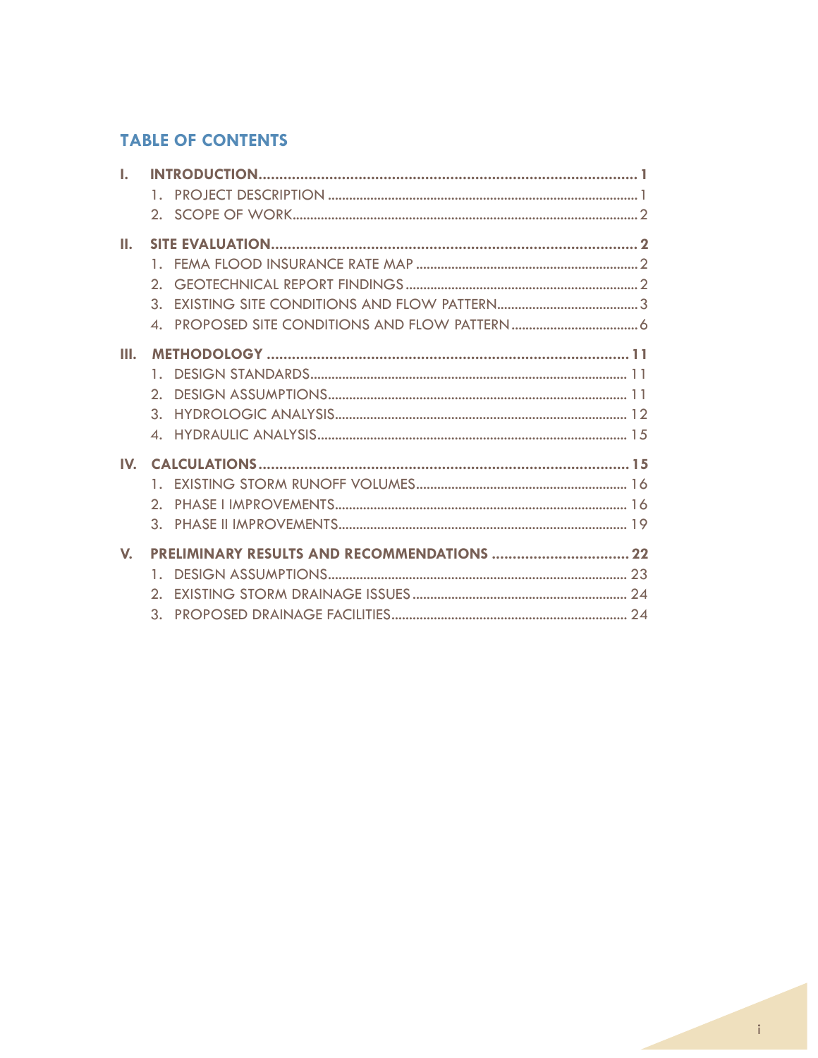## TABLE OF CONTENTS

- **I. INTRODUCTION** ..... **1**
  1. PROJECT DESCRIPTION ..... 1
  2. SCOPE OF WORK ..... 2
- **II. SITE EVALUATION** ..... **2**
  1. FEMA FLOOD INSURANCE RATE MAP ..... 2
  2. GEOTECHNICAL REPORT FINDINGS ..... 2
  3. EXISTING SITE CONDITIONS AND FLOW PATTERN ..... 3
  4. PROPOSED SITE CONDITIONS AND FLOW PATTERN ..... 6
- **III. METHODOLOGY** ..... **11**
  1. DESIGN STANDARDS ..... 11
  2. DESIGN ASSUMPTIONS ..... 11
  3. HYDROLOGIC ANALYSIS ..... 12
  4. HYDRAULIC ANALYSIS ..... 15
- **IV. CALCULATIONS** ..... **15**
  1. EXISTING STORM RUNOFF VOLUMES ..... 16
  2. PHASE I IMPROVEMENTS ..... 16
  3. PHASE II IMPROVEMENTS ..... 19
- **V. PRELIMINARY RESULTS AND RECOMMENDATIONS** ..... **22**
  1. DESIGN ASSUMPTIONS ..... 23
  2. EXISTING STORM DRAINAGE ISSUES ..... 24
  3. PROPOSED DRAINAGE FACILITIES ..... 24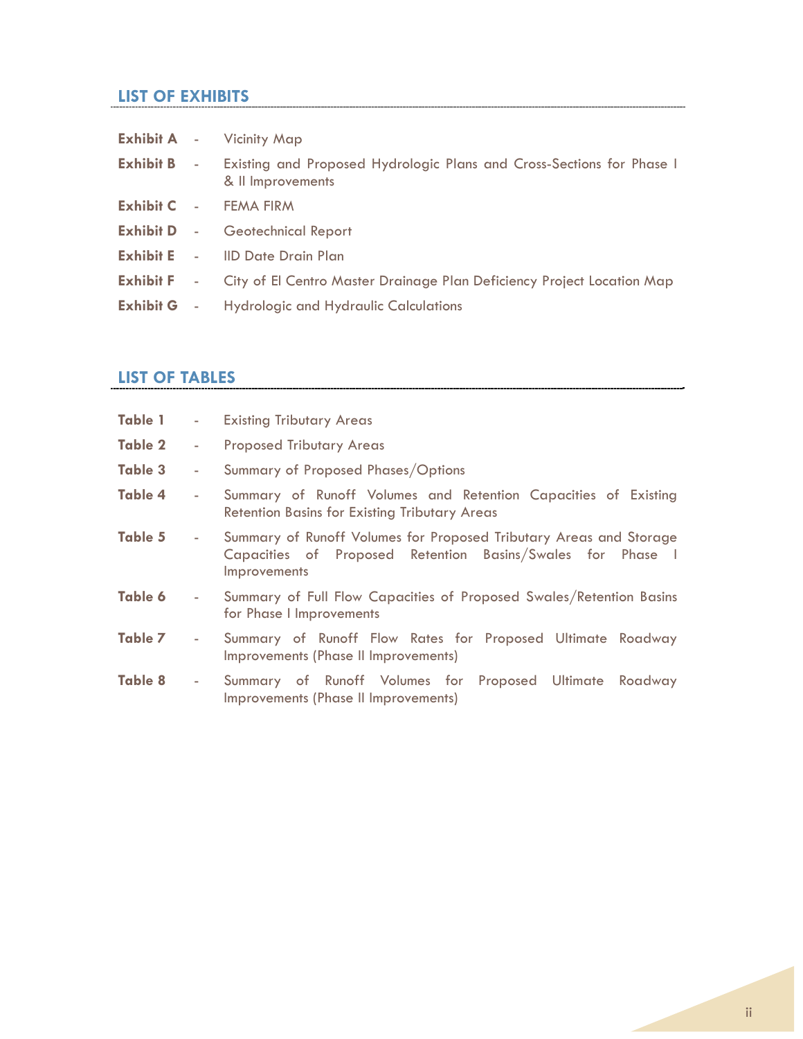## LIST OF EXHIBITS

**Exhibit A** - Vicinity Map

**Exhibit B** - Existing and Proposed Hydrologic Plans and Cross-Sections for Phase I & II Improvements

**Exhibit C** - FEMA FIRM

**Exhibit D** - Geotechnical Report

**Exhibit E** - IID Date Drain Plan

**Exhibit F** - City of El Centro Master Drainage Plan Deficiency Project Location Map

**Exhibit G** - Hydrologic and Hydraulic Calculations

## LIST OF TABLES

**Table 1** - Existing Tributary Areas

**Table 2** - Proposed Tributary Areas

**Table 3** - Summary of Proposed Phases/Options

**Table 4** - Summary of Runoff Volumes and Retention Capacities of Existing Retention Basins for Existing Tributary Areas

**Table 5** - Summary of Runoff Volumes for Proposed Tributary Areas and Storage Capacities of Proposed Retention Basins/Swales for Phase I Improvements

**Table 6** - Summary of Full Flow Capacities of Proposed Swales/Retention Basins for Phase I Improvements

**Table 7** - Summary of Runoff Flow Rates for Proposed Ultimate Roadway Improvements (Phase II Improvements)

**Table 8** - Summary of Runoff Volumes for Proposed Ultimate Roadway Improvements (Phase II Improvements)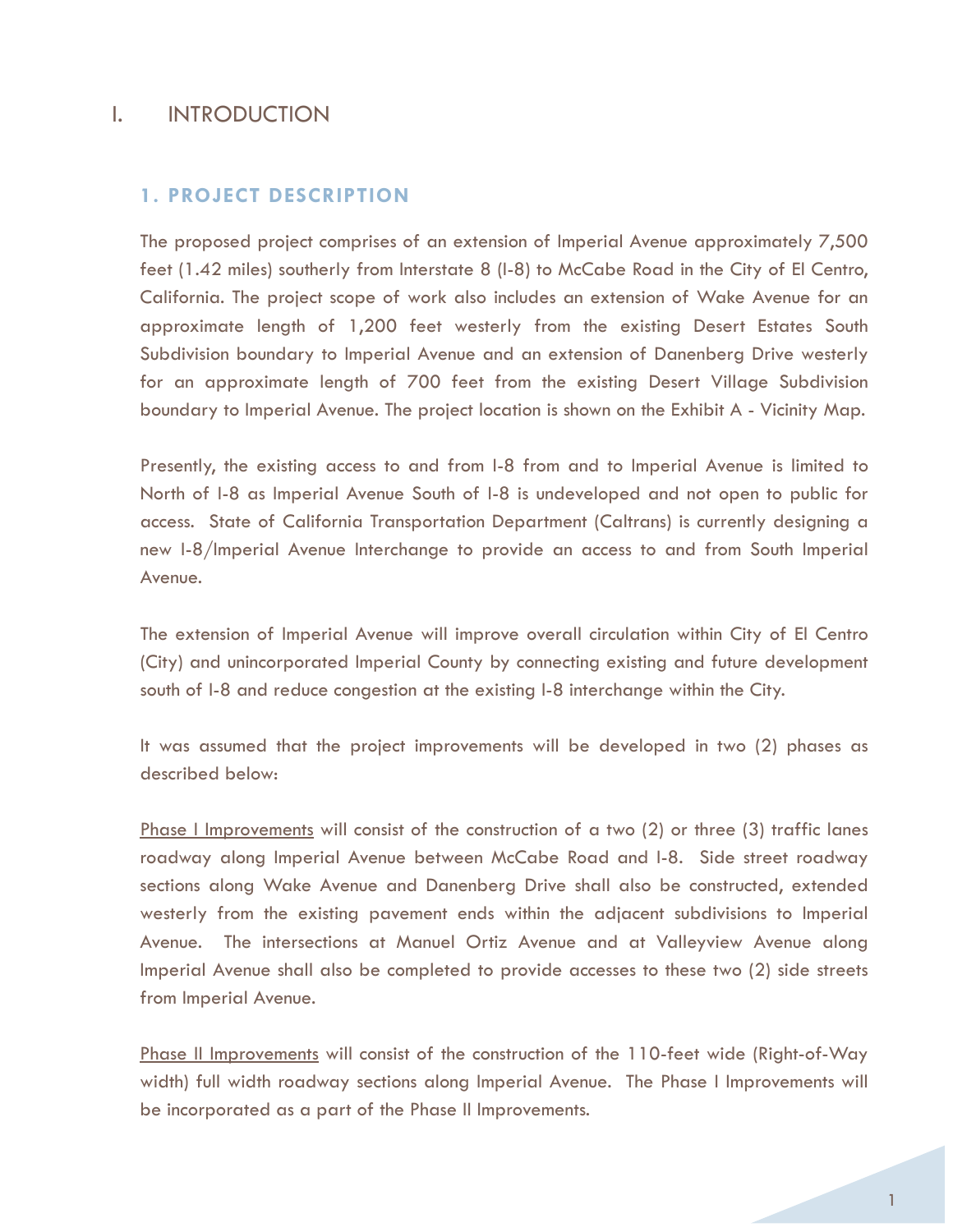# I. INTRODUCTION

## 1. PROJECT DESCRIPTION

The proposed project comprises of an extension of Imperial Avenue approximately 7,500 feet (1.42 miles) southerly from Interstate 8 (I-8) to McCabe Road in the City of El Centro, California. The project scope of work also includes an extension of Wake Avenue for an approximate length of 1,200 feet westerly from the existing Desert Estates South Subdivision boundary to Imperial Avenue and an extension of Danenberg Drive westerly for an approximate length of 700 feet from the existing Desert Village Subdivision boundary to Imperial Avenue. The project location is shown on the Exhibit A - Vicinity Map.

Presently, the existing access to and from I-8 from and to Imperial Avenue is limited to North of I-8 as Imperial Avenue South of I-8 is undeveloped and not open to public for access. State of California Transportation Department (Caltrans) is currently designing a new I-8/Imperial Avenue Interchange to provide an access to and from South Imperial Avenue.

The extension of Imperial Avenue will improve overall circulation within City of El Centro (City) and unincorporated Imperial County by connecting existing and future development south of I-8 and reduce congestion at the existing I-8 interchange within the City.

It was assumed that the project improvements will be developed in two (2) phases as described below:

<u>Phase I Improvements</u> will consist of the construction of a two (2) or three (3) traffic lanes roadway along Imperial Avenue between McCabe Road and I-8. Side street roadway sections along Wake Avenue and Danenberg Drive shall also be constructed, extended westerly from the existing pavement ends within the adjacent subdivisions to Imperial Avenue. The intersections at Manuel Ortiz Avenue and at Valleyview Avenue along Imperial Avenue shall also be completed to provide accesses to these two (2) side streets from Imperial Avenue.

<u>Phase II Improvements</u> will consist of the construction of the 110-feet wide (Right-of-Way width) full width roadway sections along Imperial Avenue. The Phase I Improvements will be incorporated as a part of the Phase II Improvements.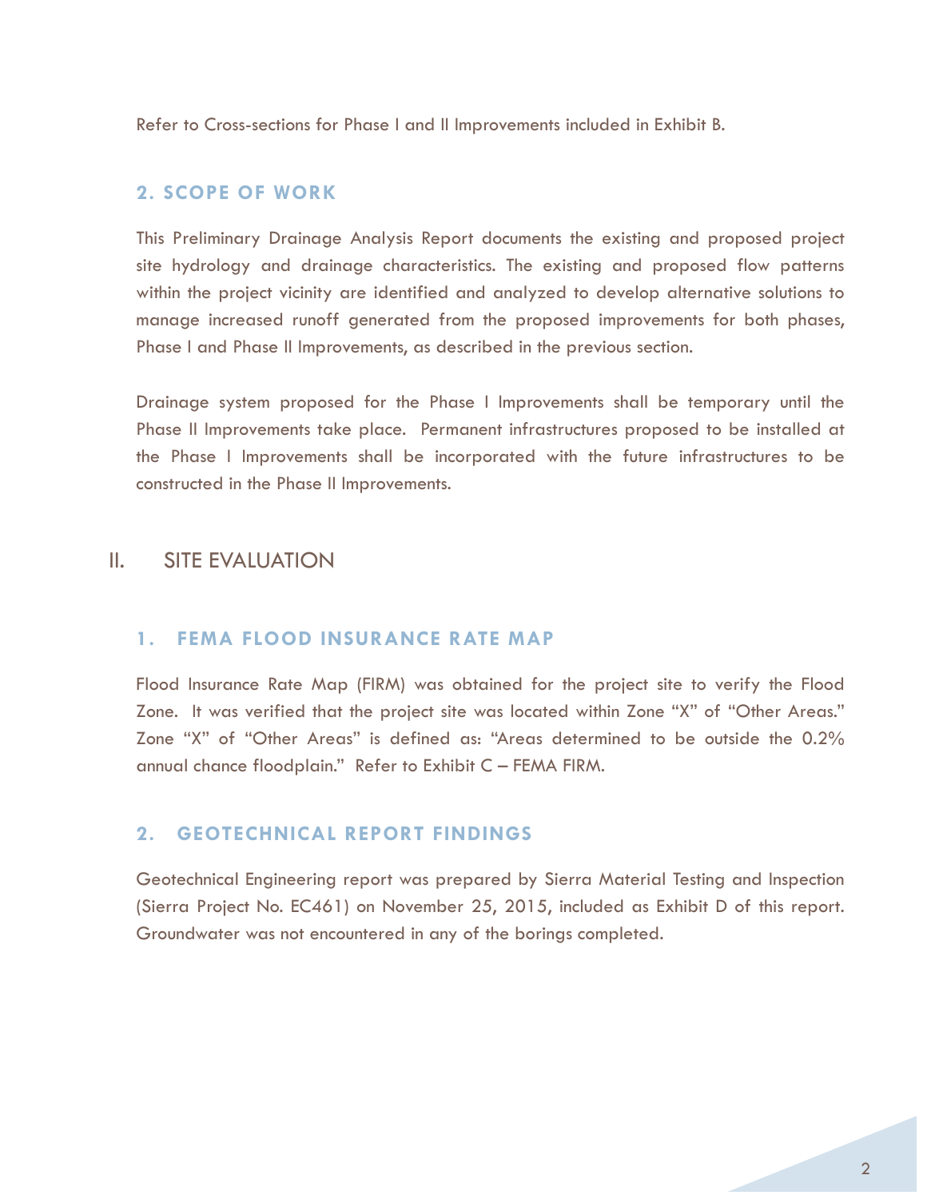Refer to Cross-sections for Phase I and II Improvements included in Exhibit B.

### 2. SCOPE OF WORK

This Preliminary Drainage Analysis Report documents the existing and proposed project site hydrology and drainage characteristics. The existing and proposed flow patterns within the project vicinity are identified and analyzed to develop alternative solutions to manage increased runoff generated from the proposed improvements for both phases, Phase I and Phase II Improvements, as described in the previous section.

Drainage system proposed for the Phase I Improvements shall be temporary until the Phase II Improvements take place. Permanent infrastructures proposed to be installed at the Phase I Improvements shall be incorporated with the future infrastructures to be constructed in the Phase II Improvements.

## II. SITE EVALUATION

### 1. FEMA FLOOD INSURANCE RATE MAP

Flood Insurance Rate Map (FIRM) was obtained for the project site to verify the Flood Zone. It was verified that the project site was located within Zone "X" of "Other Areas." Zone "X" of "Other Areas" is defined as: "Areas determined to be outside the 0.2% annual chance floodplain." Refer to Exhibit C – FEMA FIRM.

### 2. GEOTECHNICAL REPORT FINDINGS

Geotechnical Engineering report was prepared by Sierra Material Testing and Inspection (Sierra Project No. EC461) on November 25, 2015, included as Exhibit D of this report. Groundwater was not encountered in any of the borings completed.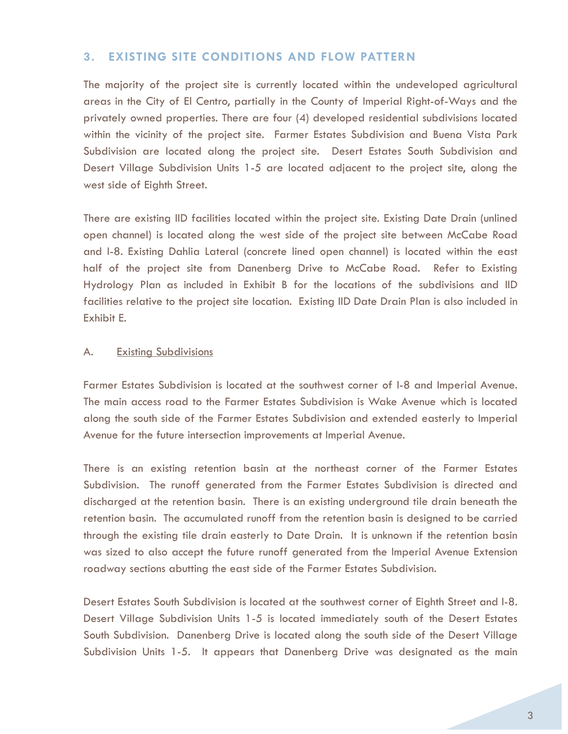## 3. EXISTING SITE CONDITIONS AND FLOW PATTERN

The majority of the project site is currently located within the undeveloped agricultural areas in the City of El Centro, partially in the County of Imperial Right-of-Ways and the privately owned properties. There are four (4) developed residential subdivisions located within the vicinity of the project site. Farmer Estates Subdivision and Buena Vista Park Subdivision are located along the project site. Desert Estates South Subdivision and Desert Village Subdivision Units 1-5 are located adjacent to the project site, along the west side of Eighth Street.

There are existing IID facilities located within the project site. Existing Date Drain (unlined open channel) is located along the west side of the project site between McCabe Road and I-8. Existing Dahlia Lateral (concrete lined open channel) is located within the east half of the project site from Danenberg Drive to McCabe Road. Refer to Existing Hydrology Plan as included in Exhibit B for the locations of the subdivisions and IID facilities relative to the project site location. Existing IID Date Drain Plan is also included in Exhibit E.

### A. <u>Existing Subdivisions</u>

Farmer Estates Subdivision is located at the southwest corner of I-8 and Imperial Avenue. The main access road to the Farmer Estates Subdivision is Wake Avenue which is located along the south side of the Farmer Estates Subdivision and extended easterly to Imperial Avenue for the future intersection improvements at Imperial Avenue.

There is an existing retention basin at the northeast corner of the Farmer Estates Subdivision. The runoff generated from the Farmer Estates Subdivision is directed and discharged at the retention basin. There is an existing underground tile drain beneath the retention basin. The accumulated runoff from the retention basin is designed to be carried through the existing tile drain easterly to Date Drain. It is unknown if the retention basin was sized to also accept the future runoff generated from the Imperial Avenue Extension roadway sections abutting the east side of the Farmer Estates Subdivision.

Desert Estates South Subdivision is located at the southwest corner of Eighth Street and I-8. Desert Village Subdivision Units 1-5 is located immediately south of the Desert Estates South Subdivision. Danenberg Drive is located along the south side of the Desert Village Subdivision Units 1-5. It appears that Danenberg Drive was designated as the main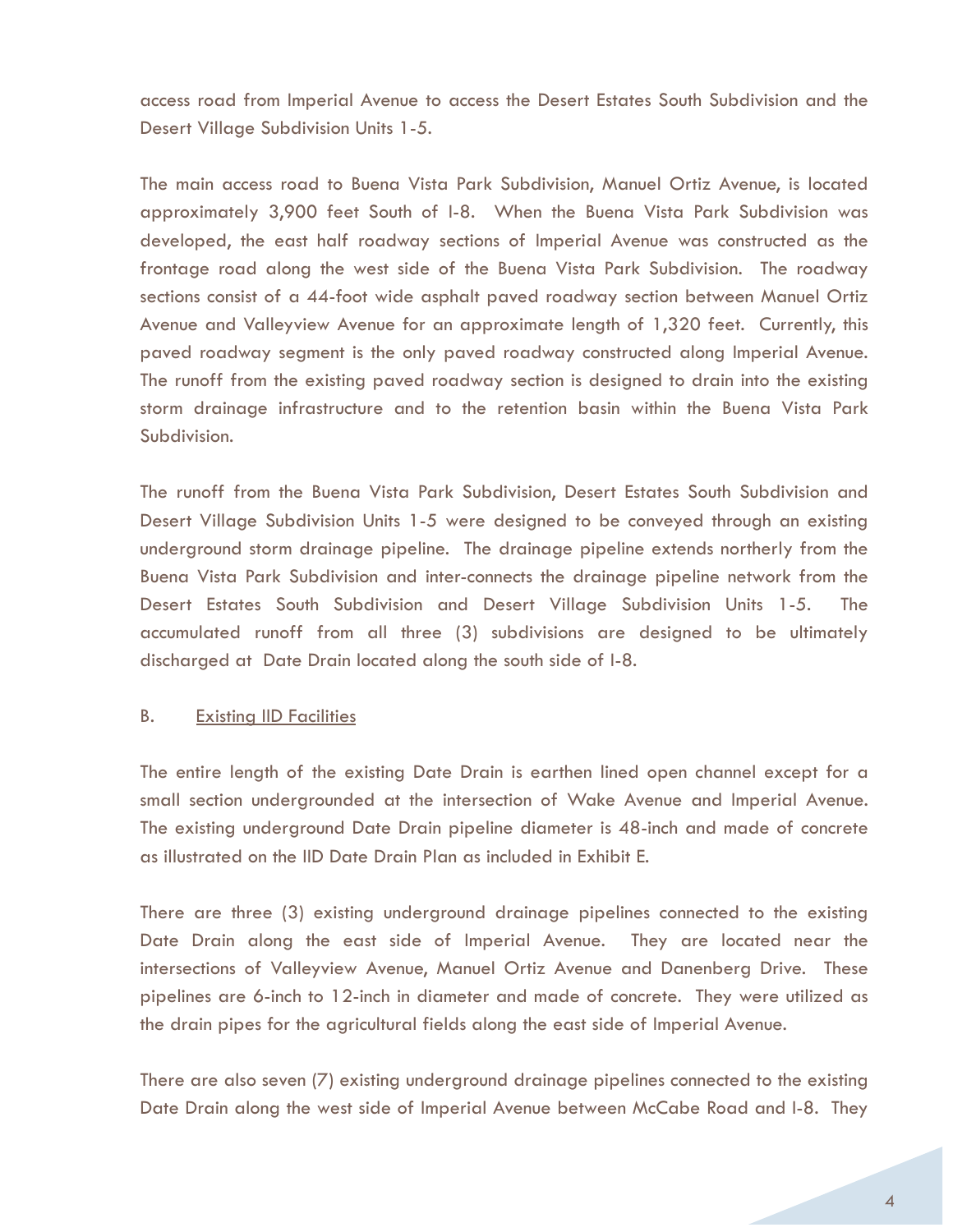access road from Imperial Avenue to access the Desert Estates South Subdivision and the Desert Village Subdivision Units 1-5.

The main access road to Buena Vista Park Subdivision, Manuel Ortiz Avenue, is located approximately 3,900 feet South of I-8. When the Buena Vista Park Subdivision was developed, the east half roadway sections of Imperial Avenue was constructed as the frontage road along the west side of the Buena Vista Park Subdivision. The roadway sections consist of a 44-foot wide asphalt paved roadway section between Manuel Ortiz Avenue and Valleyview Avenue for an approximate length of 1,320 feet. Currently, this paved roadway segment is the only paved roadway constructed along Imperial Avenue. The runoff from the existing paved roadway section is designed to drain into the existing storm drainage infrastructure and to the retention basin within the Buena Vista Park Subdivision.

The runoff from the Buena Vista Park Subdivision, Desert Estates South Subdivision and Desert Village Subdivision Units 1-5 were designed to be conveyed through an existing underground storm drainage pipeline. The drainage pipeline extends northerly from the Buena Vista Park Subdivision and inter-connects the drainage pipeline network from the Desert Estates South Subdivision and Desert Village Subdivision Units 1-5. The accumulated runoff from all three (3) subdivisions are designed to be ultimately discharged at Date Drain located along the south side of I-8.

B. <u>Existing IID Facilities</u>

The entire length of the existing Date Drain is earthen lined open channel except for a small section undergrounded at the intersection of Wake Avenue and Imperial Avenue. The existing underground Date Drain pipeline diameter is 48-inch and made of concrete as illustrated on the IID Date Drain Plan as included in Exhibit E.

There are three (3) existing underground drainage pipelines connected to the existing Date Drain along the east side of Imperial Avenue. They are located near the intersections of Valleyview Avenue, Manuel Ortiz Avenue and Danenberg Drive. These pipelines are 6-inch to 12-inch in diameter and made of concrete. They were utilized as the drain pipes for the agricultural fields along the east side of Imperial Avenue.

There are also seven (7) existing underground drainage pipelines connected to the existing Date Drain along the west side of Imperial Avenue between McCabe Road and I-8. They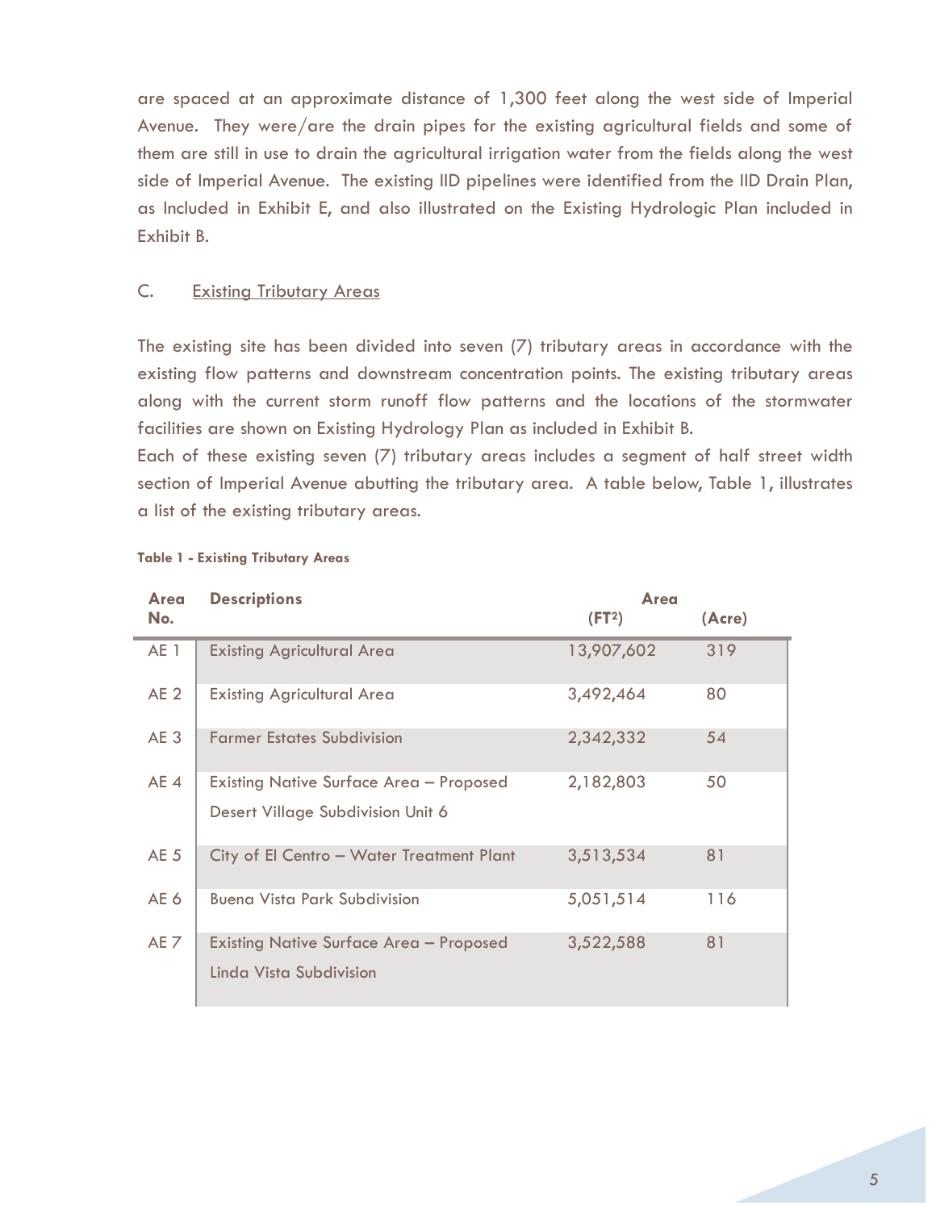are spaced at an approximate distance of 1,300 feet along the west side of Imperial Avenue. They were/are the drain pipes for the existing agricultural fields and some of them are still in use to drain the agricultural irrigation water from the fields along the west side of Imperial Avenue. The existing IID pipelines were identified from the IID Drain Plan, as Included in Exhibit E, and also illustrated on the Existing Hydrologic Plan included in Exhibit B.

## C. Existing Tributary Areas

The existing site has been divided into seven (7) tributary areas in accordance with the existing flow patterns and downstream concentration points. The existing tributary areas along with the current storm runoff flow patterns and the locations of the stormwater facilities are shown on Existing Hydrology Plan as included in Exhibit B.

Each of these existing seven (7) tributary areas includes a segment of half street width section of Imperial Avenue abutting the tributary area. A table below, Table 1, illustrates a list of the existing tributary areas.

**Table 1 - Existing Tributary Areas**

| Area No. | Descriptions | Area (FT$^2$) | (Acre) |
|---|---|---|---|
| AE 1 | Existing Agricultural Area | 13,907,602 | 319 |
| AE 2 | Existing Agricultural Area | 3,492,464 | 80 |
| AE 3 | Farmer Estates Subdivision | 2,342,332 | 54 |
| AE 4 | Existing Native Surface Area – Proposed Desert Village Subdivision Unit 6 | 2,182,803 | 50 |
| AE 5 | City of El Centro – Water Treatment Plant | 3,513,534 | 81 |
| AE 6 | Buena Vista Park Subdivision | 5,051,514 | 116 |
| AE 7 | Existing Native Surface Area – Proposed Linda Vista Subdivision | 3,522,588 | 81 |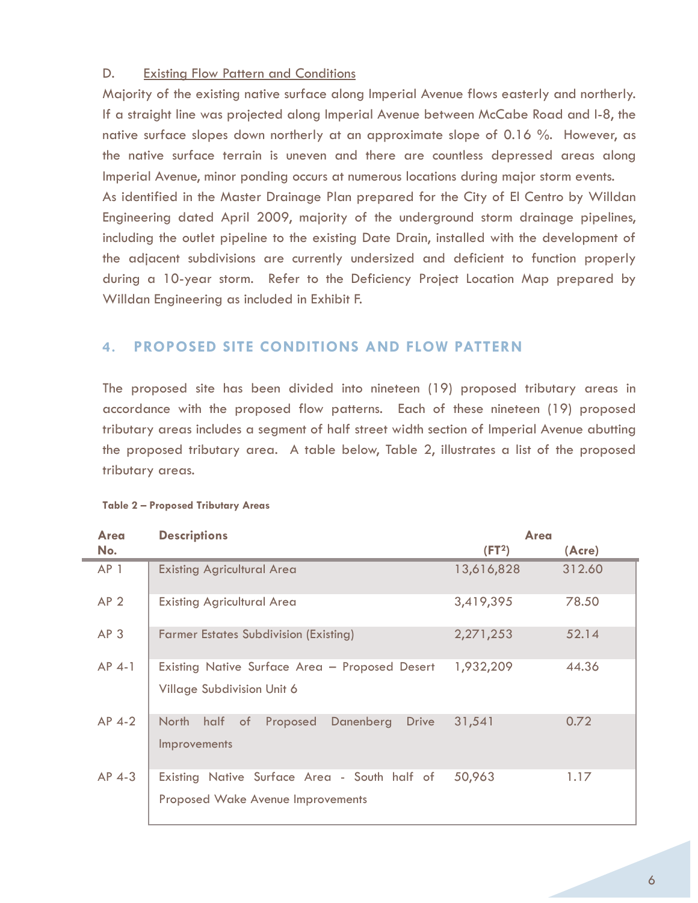D. Existing Flow Pattern and Conditions

Majority of the existing native surface along Imperial Avenue flows easterly and northerly. If a straight line was projected along Imperial Avenue between McCabe Road and I-8, the native surface slopes down northerly at an approximate slope of 0.16 %. However, as the native surface terrain is uneven and there are countless depressed areas along Imperial Avenue, minor ponding occurs at numerous locations during major storm events.

As identified in the Master Drainage Plan prepared for the City of El Centro by Willdan Engineering dated April 2009, majority of the underground storm drainage pipelines, including the outlet pipeline to the existing Date Drain, installed with the development of the adjacent subdivisions are currently undersized and deficient to function properly during a 10-year storm. Refer to the Deficiency Project Location Map prepared by Willdan Engineering as included in Exhibit F.

## 4. PROPOSED SITE CONDITIONS AND FLOW PATTERN

The proposed site has been divided into nineteen (19) proposed tributary areas in accordance with the proposed flow patterns. Each of these nineteen (19) proposed tributary areas includes a segment of half street width section of Imperial Avenue abutting the proposed tributary area. A table below, Table 2, illustrates a list of the proposed tributary areas.

**Table 2 – Proposed Tributary Areas**

| Area No. | Descriptions | Area (FT$^2$) | (Acre) |
|---|---|---|---|
| AP 1 | Existing Agricultural Area | 13,616,828 | 312.60 |
| AP 2 | Existing Agricultural Area | 3,419,395 | 78.50 |
| AP 3 | Farmer Estates Subdivision (Existing) | 2,271,253 | 52.14 |
| AP 4-1 | Existing Native Surface Area – Proposed Desert Village Subdivision Unit 6 | 1,932,209 | 44.36 |
| AP 4-2 | North half of Proposed Danenberg Drive Improvements | 31,541 | 0.72 |
| AP 4-3 | Existing Native Surface Area - South half of Proposed Wake Avenue Improvements | 50,963 | 1.17 |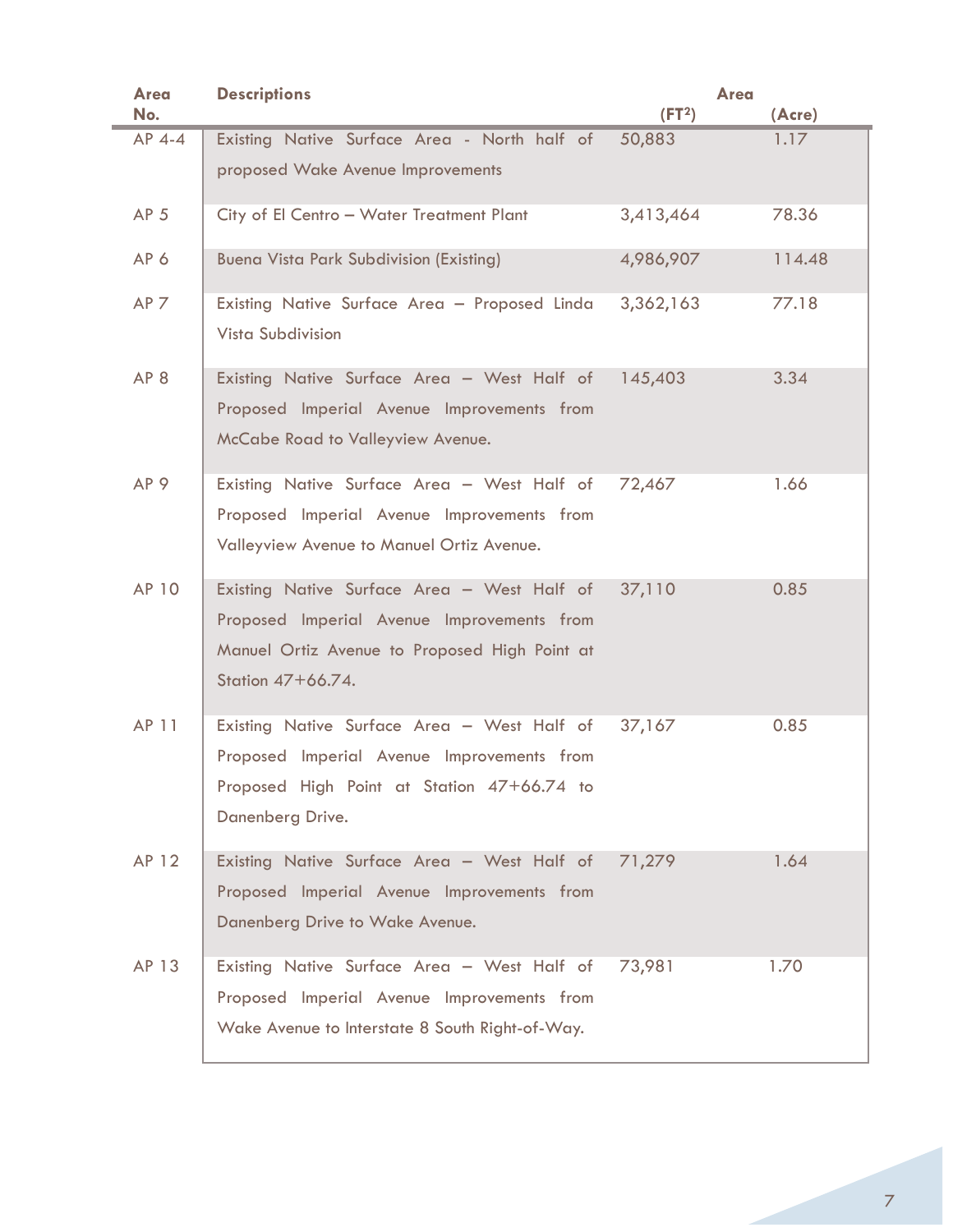| Area No. | Descriptions | Area (FT²) | Area (Acre) |
|---|---|---|---|
| AP 4-4 | Existing Native Surface Area - North half of proposed Wake Avenue Improvements | 50,883 | 1.17 |
| AP 5 | City of El Centro – Water Treatment Plant | 3,413,464 | 78.36 |
| AP 6 | Buena Vista Park Subdivision (Existing) | 4,986,907 | 114.48 |
| AP 7 | Existing Native Surface Area – Proposed Linda Vista Subdivision | 3,362,163 | 77.18 |
| AP 8 | Existing Native Surface Area – West Half of Proposed Imperial Avenue Improvements from McCabe Road to Valleyview Avenue. | 145,403 | 3.34 |
| AP 9 | Existing Native Surface Area – West Half of Proposed Imperial Avenue Improvements from Valleyview Avenue to Manuel Ortiz Avenue. | 72,467 | 1.66 |
| AP 10 | Existing Native Surface Area – West Half of Proposed Imperial Avenue Improvements from Manuel Ortiz Avenue to Proposed High Point at Station 47+66.74. | 37,110 | 0.85 |
| AP 11 | Existing Native Surface Area – West Half of Proposed Imperial Avenue Improvements from Proposed High Point at Station 47+66.74 to Danenberg Drive. | 37,167 | 0.85 |
| AP 12 | Existing Native Surface Area – West Half of Proposed Imperial Avenue Improvements from Danenberg Drive to Wake Avenue. | 71,279 | 1.64 |
| AP 13 | Existing Native Surface Area – West Half of Proposed Imperial Avenue Improvements from Wake Avenue to Interstate 8 South Right-of-Way. | 73,981 | 1.70 |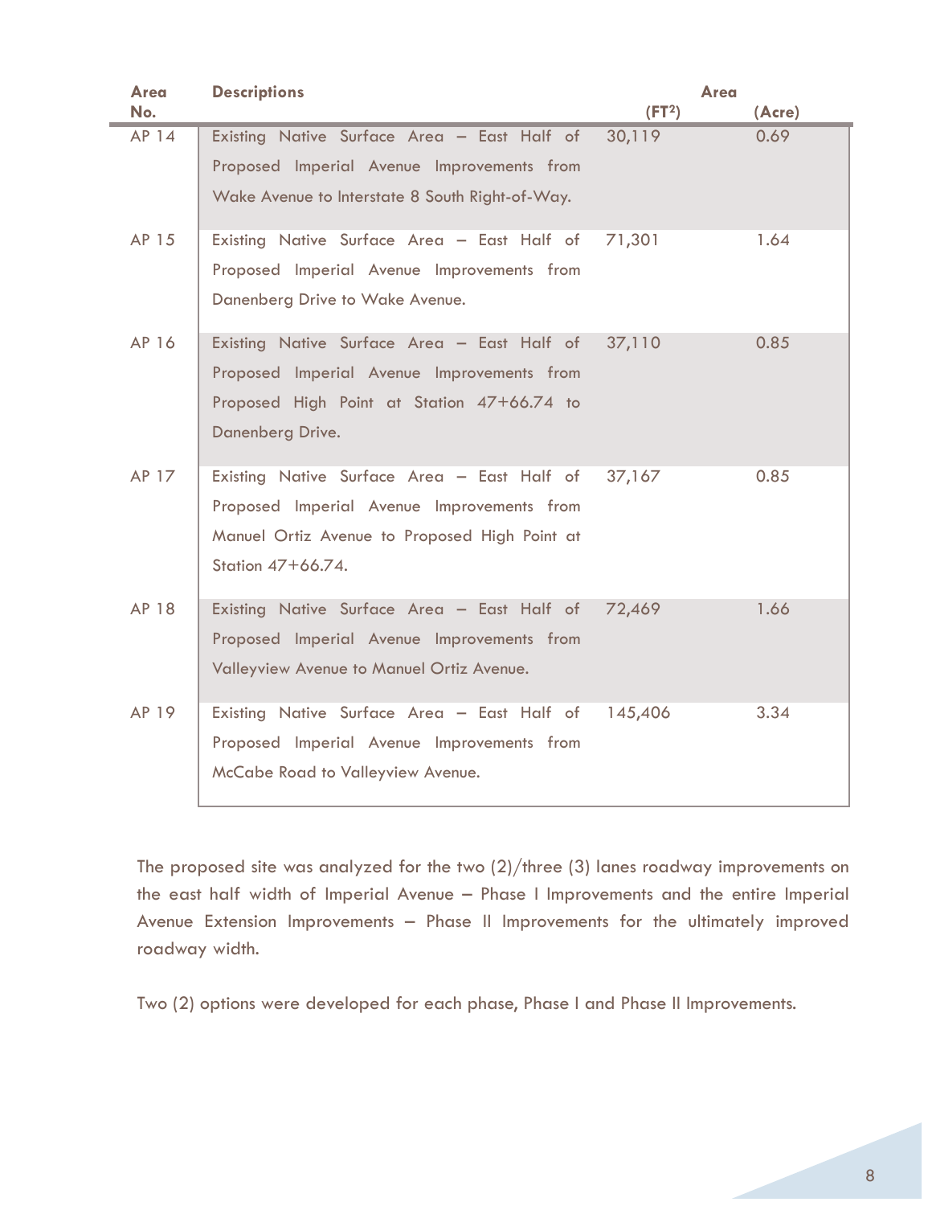| Area No. | Descriptions | Area (FT$^2$) | Area (Acre) |
|---|---|---|---|
| AP 14 | Existing Native Surface Area – East Half of Proposed Imperial Avenue Improvements from Wake Avenue to Interstate 8 South Right-of-Way. | 30,119 | 0.69 |
| AP 15 | Existing Native Surface Area – East Half of Proposed Imperial Avenue Improvements from Danenberg Drive to Wake Avenue. | 71,301 | 1.64 |
| AP 16 | Existing Native Surface Area – East Half of Proposed Imperial Avenue Improvements from Proposed High Point at Station 47+66.74 to Danenberg Drive. | 37,110 | 0.85 |
| AP 17 | Existing Native Surface Area – East Half of Proposed Imperial Avenue Improvements from Manuel Ortiz Avenue to Proposed High Point at Station 47+66.74. | 37,167 | 0.85 |
| AP 18 | Existing Native Surface Area – East Half of Proposed Imperial Avenue Improvements from Valleyview Avenue to Manuel Ortiz Avenue. | 72,469 | 1.66 |
| AP 19 | Existing Native Surface Area – East Half of Proposed Imperial Avenue Improvements from McCabe Road to Valleyview Avenue. | 145,406 | 3.34 |

The proposed site was analyzed for the two (2)/three (3) lanes roadway improvements on the east half width of Imperial Avenue – Phase I Improvements and the entire Imperial Avenue Extension Improvements – Phase II Improvements for the ultimately improved roadway width.

Two (2) options were developed for each phase, Phase I and Phase II Improvements.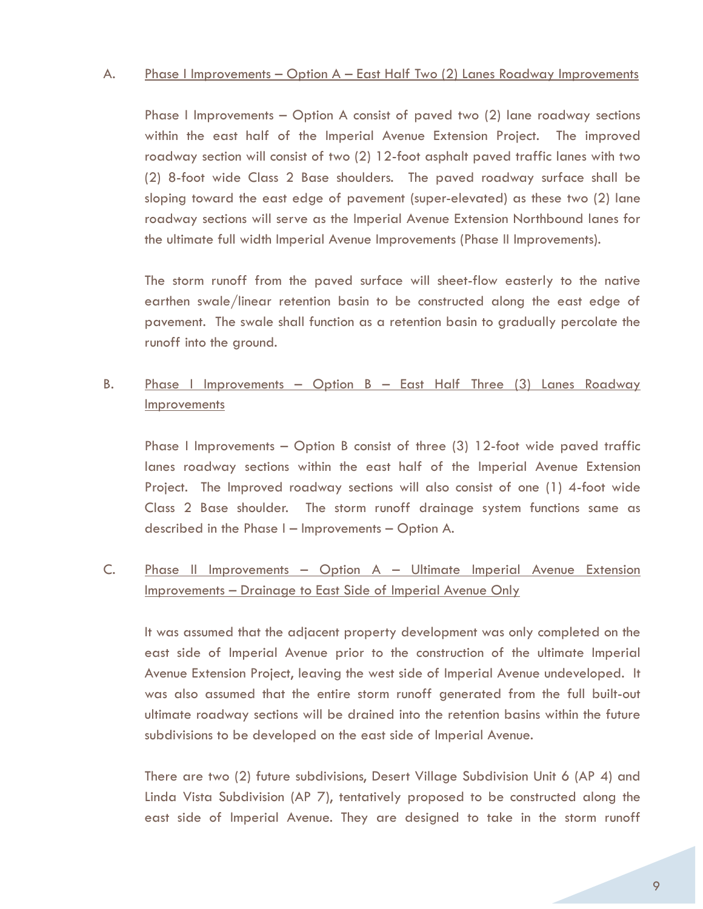A. Phase I Improvements – Option A – East Half Two (2) Lanes Roadway Improvements

Phase I Improvements – Option A consist of paved two (2) lane roadway sections within the east half of the Imperial Avenue Extension Project. The improved roadway section will consist of two (2) 12-foot asphalt paved traffic lanes with two (2) 8-foot wide Class 2 Base shoulders. The paved roadway surface shall be sloping toward the east edge of pavement (super-elevated) as these two (2) lane roadway sections will serve as the Imperial Avenue Extension Northbound lanes for the ultimate full width Imperial Avenue Improvements (Phase II Improvements).

The storm runoff from the paved surface will sheet-flow easterly to the native earthen swale/linear retention basin to be constructed along the east edge of pavement. The swale shall function as a retention basin to gradually percolate the runoff into the ground.

B. Phase I Improvements – Option B – East Half Three (3) Lanes Roadway Improvements

Phase I Improvements – Option B consist of three (3) 12-foot wide paved traffic lanes roadway sections within the east half of the Imperial Avenue Extension Project. The Improved roadway sections will also consist of one (1) 4-foot wide Class 2 Base shoulder. The storm runoff drainage system functions same as described in the Phase I – Improvements – Option A.

C. Phase II Improvements – Option A – Ultimate Imperial Avenue Extension Improvements – Drainage to East Side of Imperial Avenue Only

It was assumed that the adjacent property development was only completed on the east side of Imperial Avenue prior to the construction of the ultimate Imperial Avenue Extension Project, leaving the west side of Imperial Avenue undeveloped. It was also assumed that the entire storm runoff generated from the full built-out ultimate roadway sections will be drained into the retention basins within the future subdivisions to be developed on the east side of Imperial Avenue.

There are two (2) future subdivisions, Desert Village Subdivision Unit 6 (AP 4) and Linda Vista Subdivision (AP 7), tentatively proposed to be constructed along the east side of Imperial Avenue. They are designed to take in the storm runoff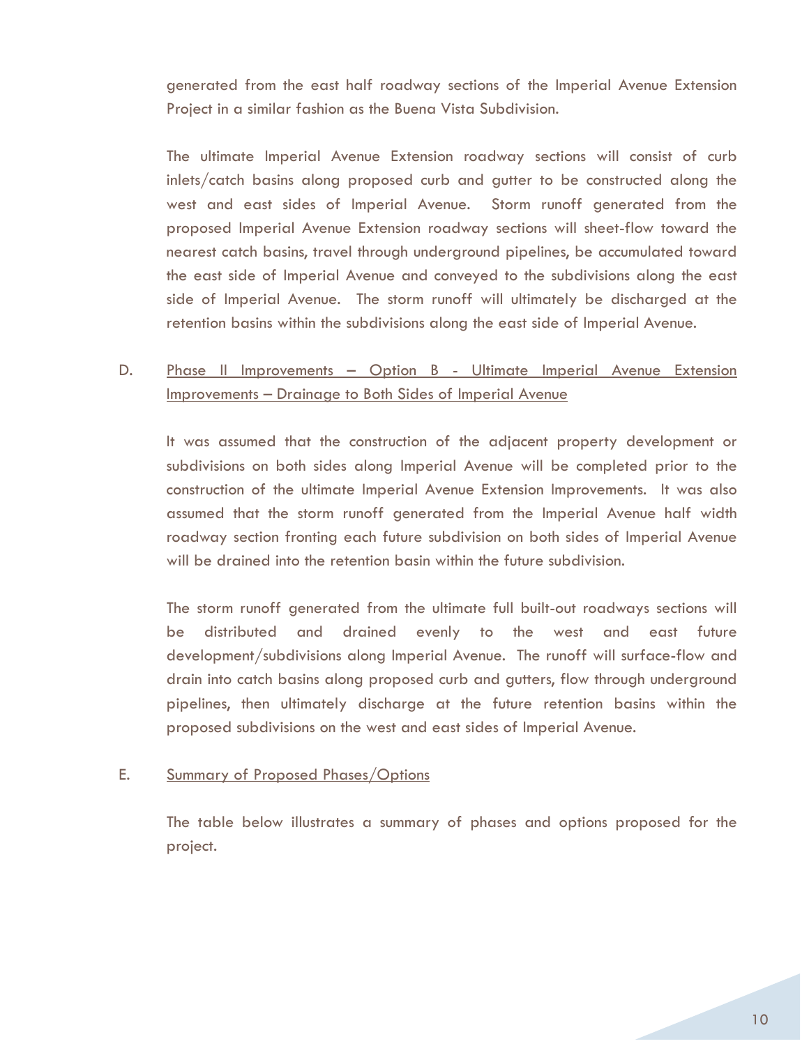generated from the east half roadway sections of the Imperial Avenue Extension Project in a similar fashion as the Buena Vista Subdivision.

The ultimate Imperial Avenue Extension roadway sections will consist of curb inlets/catch basins along proposed curb and gutter to be constructed along the west and east sides of Imperial Avenue. Storm runoff generated from the proposed Imperial Avenue Extension roadway sections will sheet-flow toward the nearest catch basins, travel through underground pipelines, be accumulated toward the east side of Imperial Avenue and conveyed to the subdivisions along the east side of Imperial Avenue. The storm runoff will ultimately be discharged at the retention basins within the subdivisions along the east side of Imperial Avenue.

D. Phase II Improvements – Option B - Ultimate Imperial Avenue Extension Improvements – Drainage to Both Sides of Imperial Avenue

It was assumed that the construction of the adjacent property development or subdivisions on both sides along Imperial Avenue will be completed prior to the construction of the ultimate Imperial Avenue Extension Improvements. It was also assumed that the storm runoff generated from the Imperial Avenue half width roadway section fronting each future subdivision on both sides of Imperial Avenue will be drained into the retention basin within the future subdivision.

The storm runoff generated from the ultimate full built-out roadways sections will be distributed and drained evenly to the west and east future development/subdivisions along Imperial Avenue. The runoff will surface-flow and drain into catch basins along proposed curb and gutters, flow through underground pipelines, then ultimately discharge at the future retention basins within the proposed subdivisions on the west and east sides of Imperial Avenue.

E. Summary of Proposed Phases/Options

The table below illustrates a summary of phases and options proposed for the project.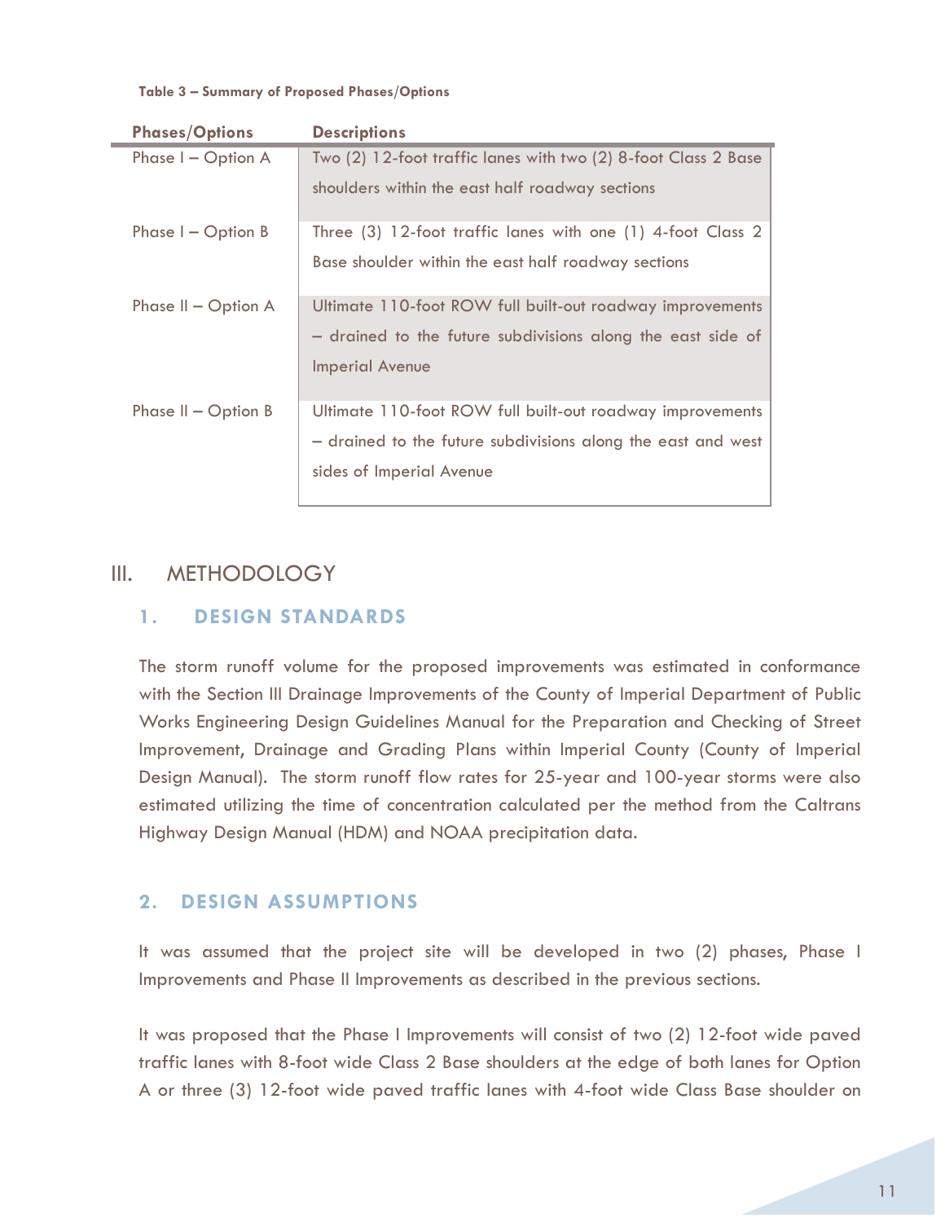**Table 3 – Summary of Proposed Phases/Options**

| Phases/Options | Descriptions |
|---|---|
| Phase I – Option A | Two (2) 12-foot traffic lanes with two (2) 8-foot Class 2 Base shoulders within the east half roadway sections |
| Phase I – Option B | Three (3) 12-foot traffic lanes with one (1) 4-foot Class 2 Base shoulder within the east half roadway sections |
| Phase II – Option A | Ultimate 110-foot ROW full built-out roadway improvements – drained to the future subdivisions along the east side of Imperial Avenue |
| Phase II – Option B | Ultimate 110-foot ROW full built-out roadway improvements – drained to the future subdivisions along the east and west sides of Imperial Avenue |

# III. METHODOLOGY

## 1. DESIGN STANDARDS

The storm runoff volume for the proposed improvements was estimated in conformance with the Section III Drainage Improvements of the County of Imperial Department of Public Works Engineering Design Guidelines Manual for the Preparation and Checking of Street Improvement, Drainage and Grading Plans within Imperial County (County of Imperial Design Manual). The storm runoff flow rates for 25-year and 100-year storms were also estimated utilizing the time of concentration calculated per the method from the Caltrans Highway Design Manual (HDM) and NOAA precipitation data.

## 2. DESIGN ASSUMPTIONS

It was assumed that the project site will be developed in two (2) phases, Phase I Improvements and Phase II Improvements as described in the previous sections.

It was proposed that the Phase I Improvements will consist of two (2) 12-foot wide paved traffic lanes with 8-foot wide Class 2 Base shoulders at the edge of both lanes for Option A or three (3) 12-foot wide paved traffic lanes with 4-foot wide Class Base shoulder on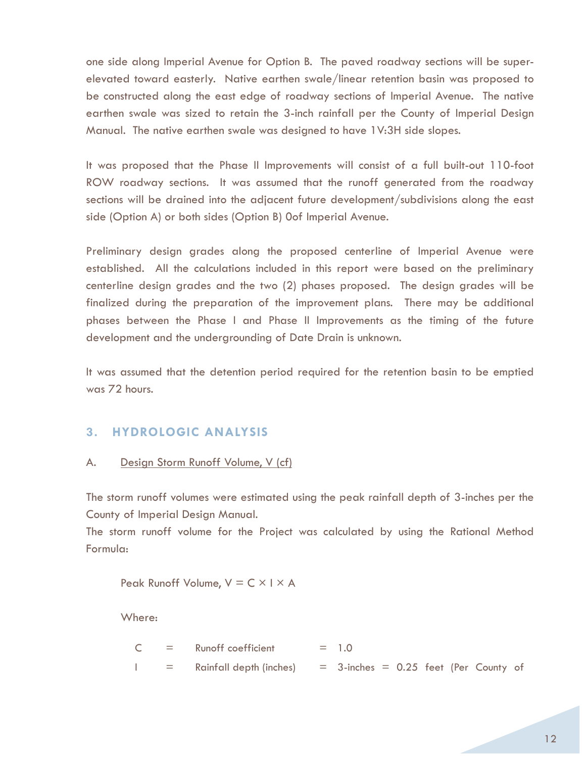one side along Imperial Avenue for Option B. The paved roadway sections will be super-elevated toward easterly. Native earthen swale/linear retention basin was proposed to be constructed along the east edge of roadway sections of Imperial Avenue. The native earthen swale was sized to retain the 3-inch rainfall per the County of Imperial Design Manual. The native earthen swale was designed to have 1V:3H side slopes.

It was proposed that the Phase II Improvements will consist of a full built-out 110-foot ROW roadway sections. It was assumed that the runoff generated from the roadway sections will be drained into the adjacent future development/subdivisions along the east side (Option A) or both sides (Option B) 0of Imperial Avenue.

Preliminary design grades along the proposed centerline of Imperial Avenue were established. All the calculations included in this report were based on the preliminary centerline design grades and the two (2) phases proposed. The design grades will be finalized during the preparation of the improvement plans. There may be additional phases between the Phase I and Phase II Improvements as the timing of the future development and the undergrounding of Date Drain is unknown.

It was assumed that the detention period required for the retention basin to be emptied was 72 hours.

## 3. HYDROLOGIC ANALYSIS

A. <u>Design Storm Runoff Volume, V (cf)</u>

The storm runoff volumes were estimated using the peak rainfall depth of 3-inches per the County of Imperial Design Manual.

The storm runoff volume for the Project was calculated by using the Rational Method Formula:

Peak Runoff Volume, $V = C \times I \times A$

Where:

C = Runoff coefficient = 1.0

I = Rainfall depth (inches) = 3-inches = 0.25 feet (Per County of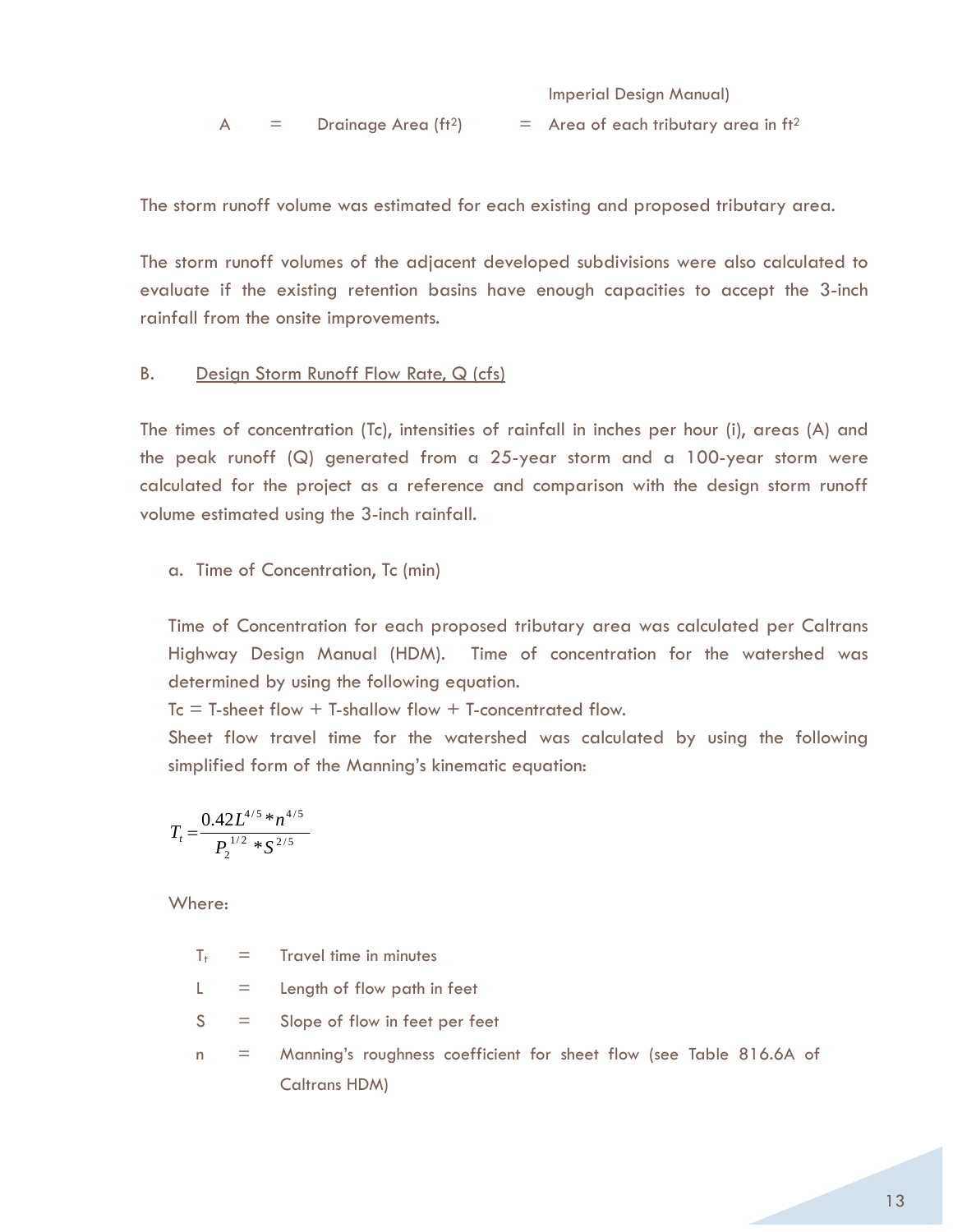| | | | | |
|---|---|---|---|---|
| | | | | Imperial Design Manual) |
| A | = | Drainage Area ($ft^2$) | = | Area of each tributary area in $ft^2$ |

The storm runoff volume was estimated for each existing and proposed tributary area.

The storm runoff volumes of the adjacent developed subdivisions were also calculated to evaluate if the existing retention basins have enough capacities to accept the 3-inch rainfall from the onsite improvements.

B. <u>Design Storm Runoff Flow Rate, Q (cfs)</u>

The times of concentration (Tc), intensities of rainfall in inches per hour (i), areas (A) and the peak runoff (Q) generated from a 25-year storm and a 100-year storm were calculated for the project as a reference and comparison with the design storm runoff volume estimated using the 3-inch rainfall.

a. Time of Concentration, Tc (min)

Time of Concentration for each proposed tributary area was calculated per Caltrans Highway Design Manual (HDM). Time of concentration for the watershed was determined by using the following equation.

Tc = T-sheet flow + T-shallow flow + T-concentrated flow.

Sheet flow travel time for the watershed was calculated by using the following simplified form of the Manning's kinematic equation:

$$T_t = \frac{0.42L^{4/5} * n^{4/5}}{P_2^{1/2} * S^{2/5}}$$

Where:

| | | |
|---|---|---|
| $T_t$ | = | Travel time in minutes |
| L | = | Length of flow path in feet |
| S | = | Slope of flow in feet per feet |
| n | = | Manning's roughness coefficient for sheet flow (see Table 816.6A of Caltrans HDM) |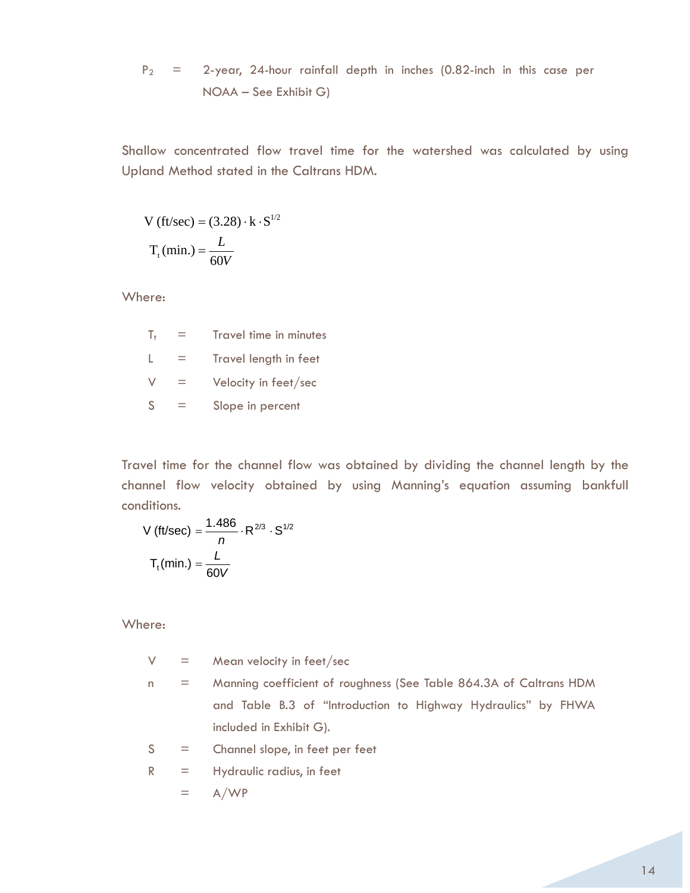$P_2$ = 2-year, 24-hour rainfall depth in inches (0.82-inch in this case per NOAA – See Exhibit G)

Shallow concentrated flow travel time for the watershed was calculated by using Upland Method stated in the Caltrans HDM.

$$V\ (\text{ft/sec}) = (3.28) \cdot k \cdot S^{1/2}$$

$$T_t\ (\text{min.}) = \frac{L}{60V}$$

Where:

$T_t$ = Travel time in minutes

$L$ = Travel length in feet

$V$ = Velocity in feet/sec

$S$ = Slope in percent

Travel time for the channel flow was obtained by dividing the channel length by the channel flow velocity obtained by using Manning's equation assuming bankfull conditions.

$$V\ (\text{ft/sec}) = \frac{1.486}{n} \cdot R^{2/3} \cdot S^{1/2}$$

$$T_t\ (\text{min.}) = \frac{L}{60V}$$

Where:

$V$ = Mean velocity in feet/sec

$n$ = Manning coefficient of roughness (See Table 864.3A of Caltrans HDM and Table B.3 of "Introduction to Highway Hydraulics" by FHWA included in Exhibit G).

$S$ = Channel slope, in feet per feet

$R$ = Hydraulic radius, in feet

= A/WP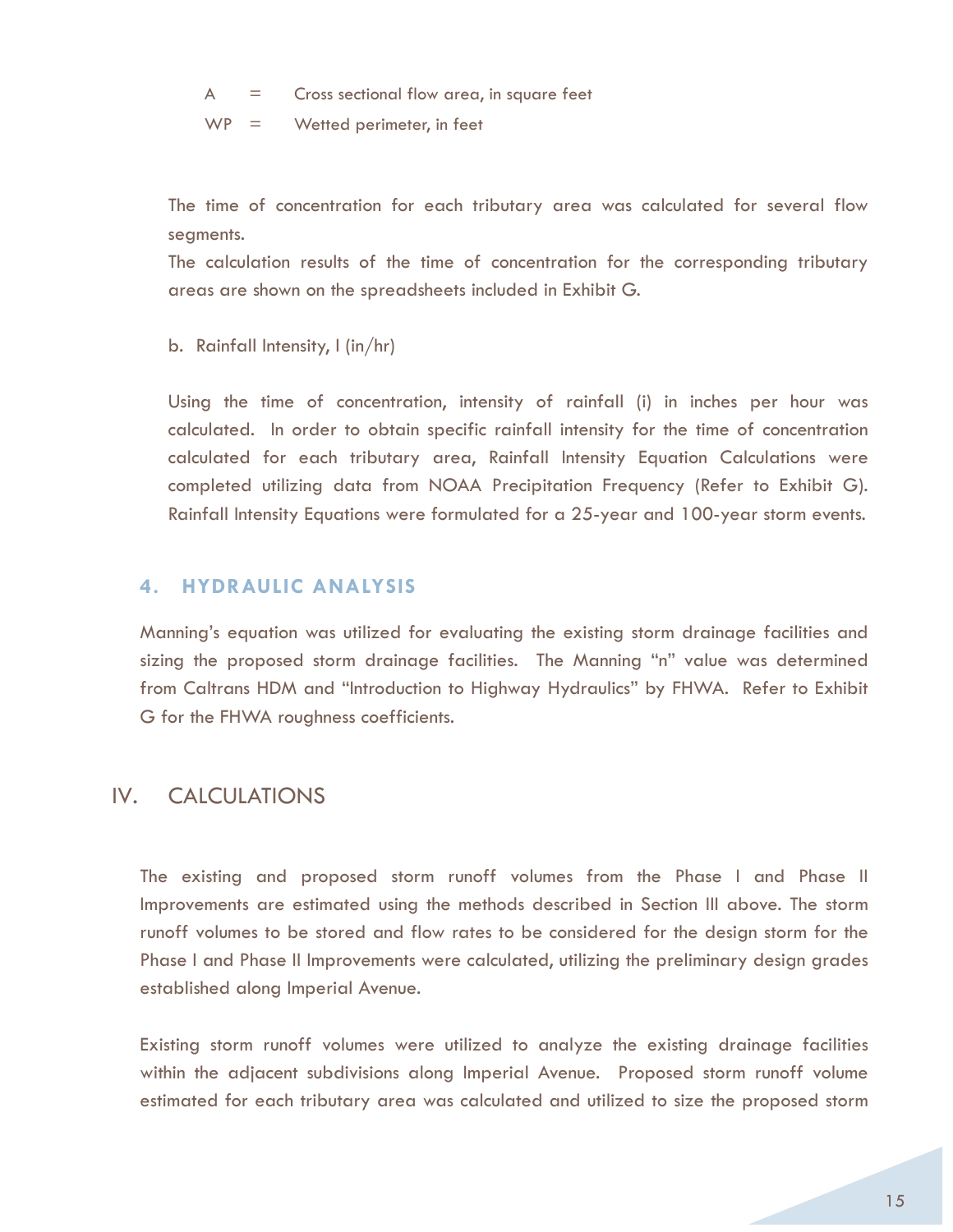A = Cross sectional flow area, in square feet

WP = Wetted perimeter, in feet

The time of concentration for each tributary area was calculated for several flow segments.
The calculation results of the time of concentration for the corresponding tributary areas are shown on the spreadsheets included in Exhibit G.

b. Rainfall Intensity, I (in/hr)

Using the time of concentration, intensity of rainfall (i) in inches per hour was calculated. In order to obtain specific rainfall intensity for the time of concentration calculated for each tributary area, Rainfall Intensity Equation Calculations were completed utilizing data from NOAA Precipitation Frequency (Refer to Exhibit G). Rainfall Intensity Equations were formulated for a 25-year and 100-year storm events.

### 4. HYDRAULIC ANALYSIS

Manning's equation was utilized for evaluating the existing storm drainage facilities and sizing the proposed storm drainage facilities. The Manning "n" value was determined from Caltrans HDM and "Introduction to Highway Hydraulics" by FHWA. Refer to Exhibit G for the FHWA roughness coefficients.

## IV. CALCULATIONS

The existing and proposed storm runoff volumes from the Phase I and Phase II Improvements are estimated using the methods described in Section III above. The storm runoff volumes to be stored and flow rates to be considered for the design storm for the Phase I and Phase II Improvements were calculated, utilizing the preliminary design grades established along Imperial Avenue.

Existing storm runoff volumes were utilized to analyze the existing drainage facilities within the adjacent subdivisions along Imperial Avenue. Proposed storm runoff volume estimated for each tributary area was calculated and utilized to size the proposed storm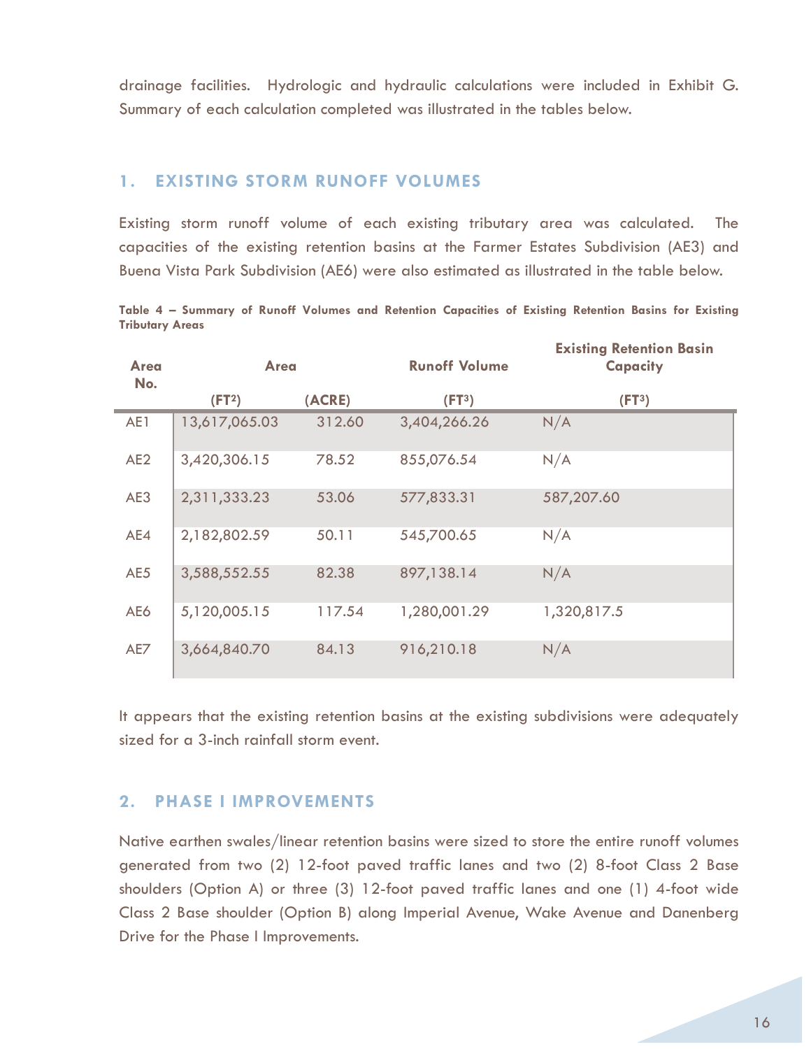drainage facilities. Hydrologic and hydraulic calculations were included in Exhibit G. Summary of each calculation completed was illustrated in the tables below.

## 1. EXISTING STORM RUNOFF VOLUMES

Existing storm runoff volume of each existing tributary area was calculated. The capacities of the existing retention basins at the Farmer Estates Subdivision (AE3) and Buena Vista Park Subdivision (AE6) were also estimated as illustrated in the table below.

**Table 4 – Summary of Runoff Volumes and Retention Capacities of Existing Retention Basins for Existing Tributary Areas**

| Area No. | Area | | Runoff Volume | Existing Retention Basin Capacity |
|---|---|---|---|---|
| | (FT²) | (ACRE) | (FT³) | (FT³) |
| AE1 | 13,617,065.03 | 312.60 | 3,404,266.26 | N/A |
| AE2 | 3,420,306.15 | 78.52 | 855,076.54 | N/A |
| AE3 | 2,311,333.23 | 53.06 | 577,833.31 | 587,207.60 |
| AE4 | 2,182,802.59 | 50.11 | 545,700.65 | N/A |
| AE5 | 3,588,552.55 | 82.38 | 897,138.14 | N/A |
| AE6 | 5,120,005.15 | 117.54 | 1,280,001.29 | 1,320,817.5 |
| AE7 | 3,664,840.70 | 84.13 | 916,210.18 | N/A |

It appears that the existing retention basins at the existing subdivisions were adequately sized for a 3-inch rainfall storm event.

## 2. PHASE I IMPROVEMENTS

Native earthen swales/linear retention basins were sized to store the entire runoff volumes generated from two (2) 12-foot paved traffic lanes and two (2) 8-foot Class 2 Base shoulders (Option A) or three (3) 12-foot paved traffic lanes and one (1) 4-foot wide Class 2 Base shoulder (Option B) along Imperial Avenue, Wake Avenue and Danenberg Drive for the Phase I Improvements.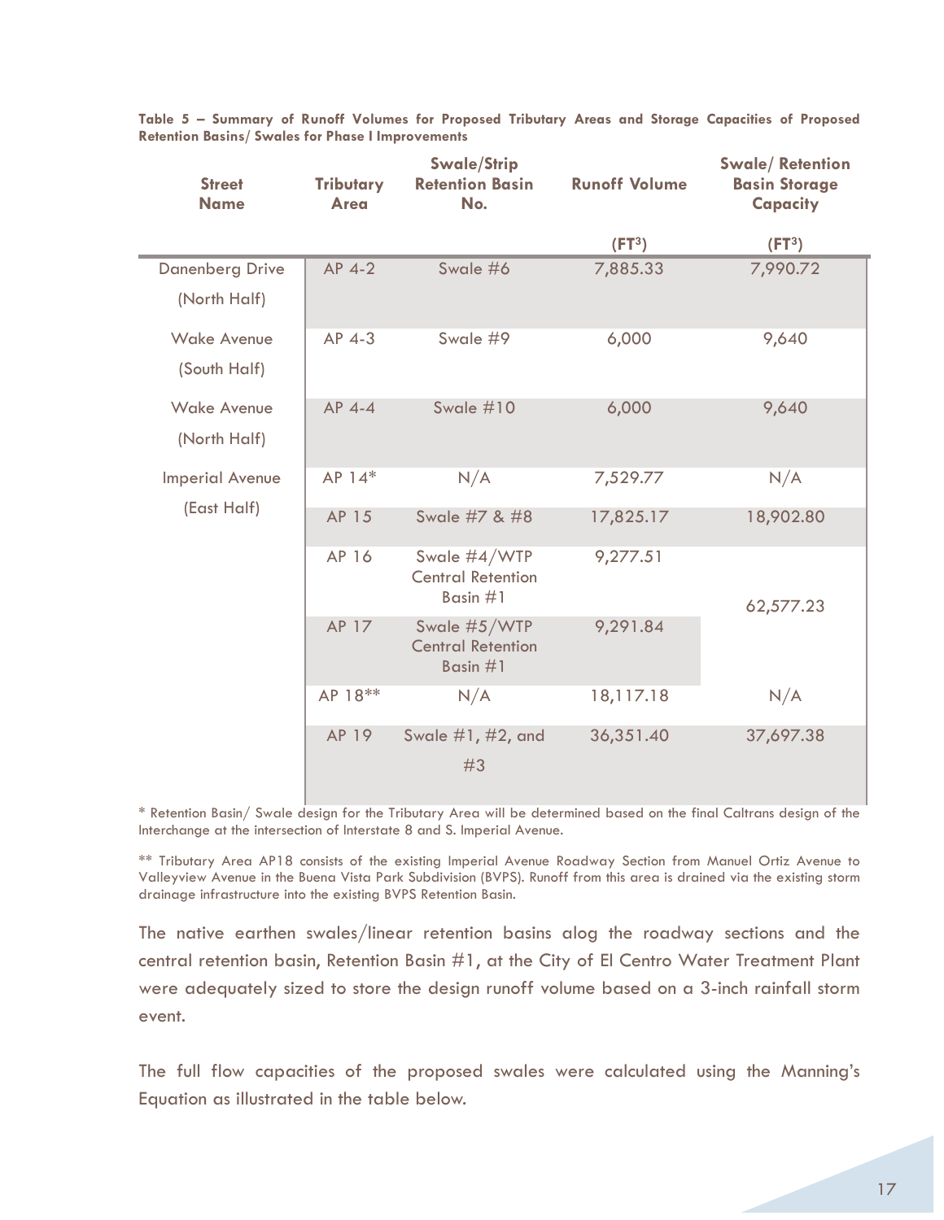**Table 5 – Summary of Runoff Volumes for Proposed Tributary Areas and Storage Capacities of Proposed Retention Basins/ Swales for Phase I Improvements**

| Street Name | Tributary Area | Swale/Strip Retention Basin No. | Runoff Volume | Swale/ Retention Basin Storage Capacity |
|---|---|---|---|---|
| | | | ($FT^3$) | ($FT^3$) |
| Danenberg Drive (North Half) | AP 4-2 | Swale #6 | 7,885.33 | 7,990.72 |
| Wake Avenue (South Half) | AP 4-3 | Swale #9 | 6,000 | 9,640 |
| Wake Avenue (North Half) | AP 4-4 | Swale #10 | 6,000 | 9,640 |
| Imperial Avenue (East Half) | AP 14* | N/A | 7,529.77 | N/A |
| | AP 15 | Swale #7 & #8 | 17,825.17 | 18,902.80 |
| | AP 16 | Swale #4/WTP Central Retention Basin #1 | 9,277.51 | 62,577.23 |
| | AP 17 | Swale #5/WTP Central Retention Basin #1 | 9,291.84 | |
| | AP 18** | N/A | 18,117.18 | N/A |
| | AP 19 | Swale #1, #2, and #3 | 36,351.40 | 37,697.38 |

* Retention Basin/ Swale design for the Tributary Area will be determined based on the final Caltrans design of the Interchange at the intersection of Interstate 8 and S. Imperial Avenue.

** Tributary Area AP18 consists of the existing Imperial Avenue Roadway Section from Manuel Ortiz Avenue to Valleyview Avenue in the Buena Vista Park Subdivision (BVPS). Runoff from this area is drained via the existing storm drainage infrastructure into the existing BVPS Retention Basin.

The native earthen swales/linear retention basins alog the roadway sections and the central retention basin, Retention Basin #1, at the City of El Centro Water Treatment Plant were adequately sized to store the design runoff volume based on a 3-inch rainfall storm event.

The full flow capacities of the proposed swales were calculated using the Manning's Equation as illustrated in the table below.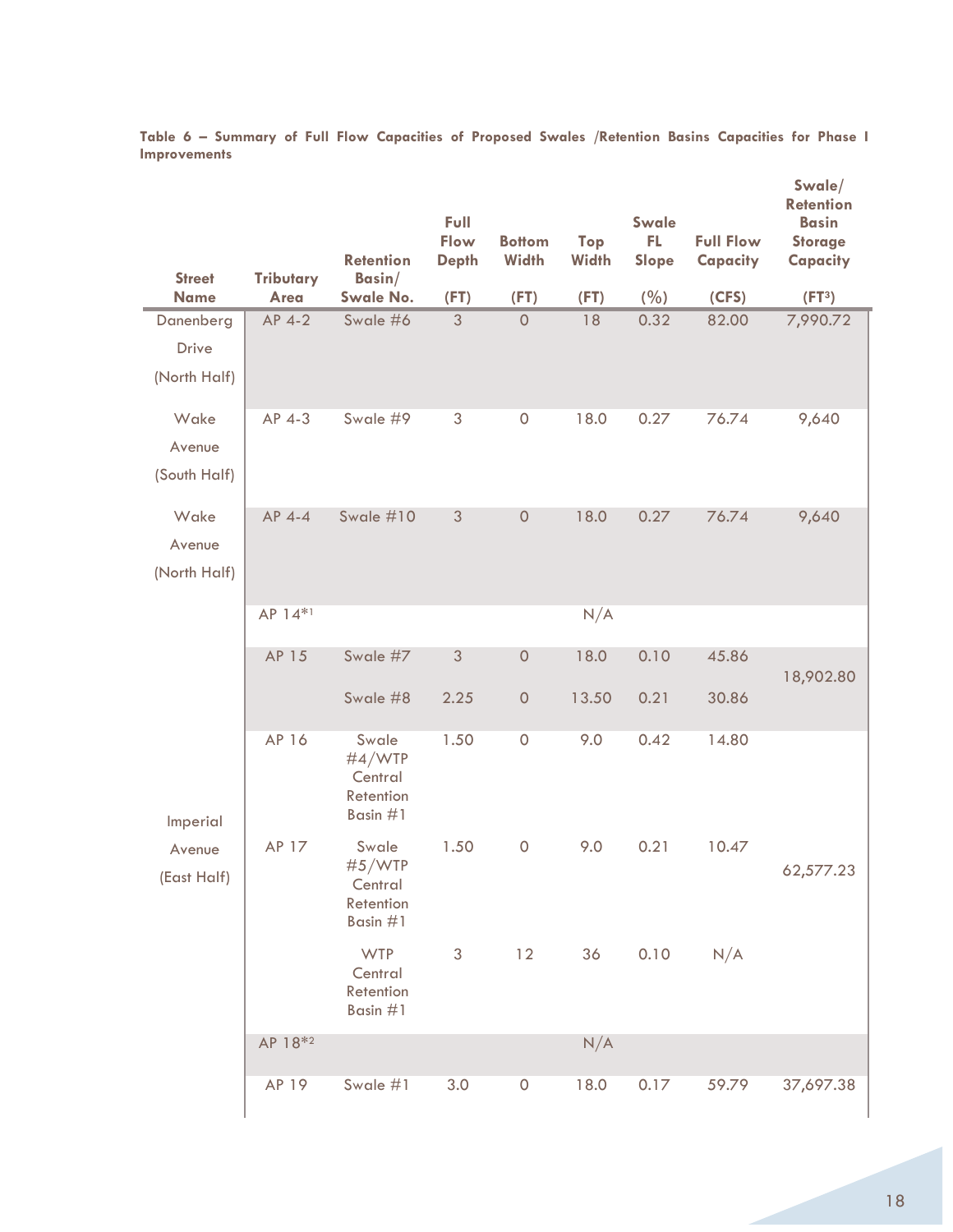**Table 6 – Summary of Full Flow Capacities of Proposed Swales /Retention Basins Capacities for Phase I Improvements**

| Street Name | Tributary Area | Retention Basin/ Swale No. | Full Flow Depth (FT) | Bottom Width (FT) | Top Width (FT) | Swale FL Slope (%) | Full Flow Capacity (CFS) | Swale/ Retention Basin Storage Capacity (FT³) |
|---|---|---|---|---|---|---|---|---|
| Danenberg Drive (North Half) | AP 4-2 | Swale #6 | 3 | 0 | 18 | 0.32 | 82.00 | 7,990.72 |
| Wake Avenue (South Half) | AP 4-3 | Swale #9 | 3 | 0 | 18.0 | 0.27 | 76.74 | 9,640 |
| Wake Avenue (North Half) | AP 4-4 | Swale #10 | 3 | 0 | 18.0 | 0.27 | 76.74 | 9,640 |
| Imperial Avenue (East Half) | AP 14*1 | | | | N/A | | | |
| | AP 15 | Swale #7 | 3 | 0 | 18.0 | 0.10 | 45.86 | 18,902.80 |
| | | Swale #8 | 2.25 | 0 | 13.50 | 0.21 | 30.86 | |
| | AP 16 | Swale #4/WTP Central Retention Basin #1 | 1.50 | 0 | 9.0 | 0.42 | 14.80 | 62,577.23 |
| | AP 17 | Swale #5/WTP Central Retention Basin #1 | 1.50 | 0 | 9.0 | 0.21 | 10.47 | |
| | | WTP Central Retention Basin #1 | 3 | 12 | 36 | 0.10 | N/A | |
| | AP 18*2 | | | | N/A | | | |
| | AP 19 | Swale #1 | 3.0 | 0 | 18.0 | 0.17 | 59.79 | 37,697.38 |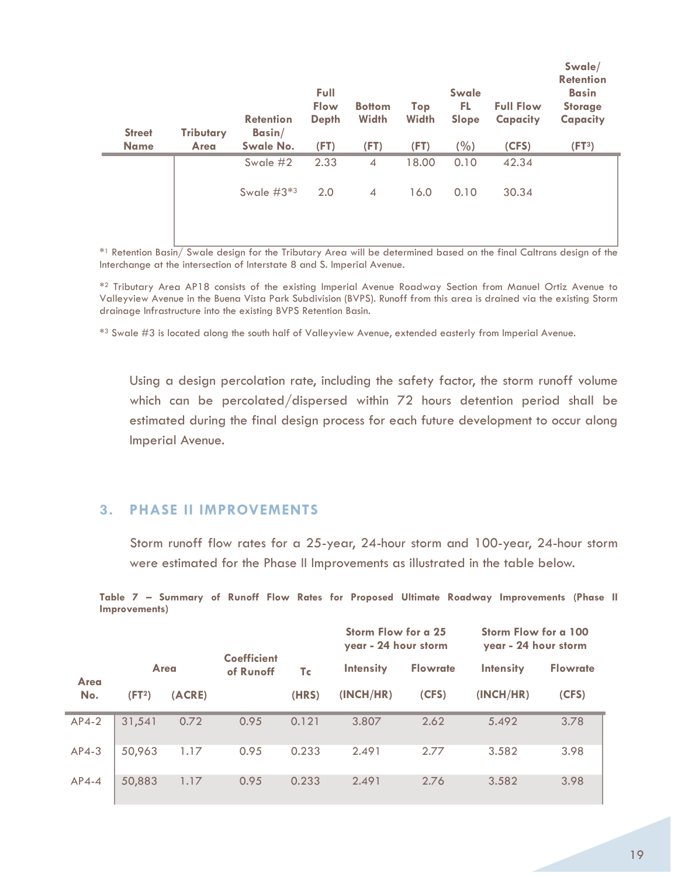| Street Name | Tributary Area | Retention Basin/ Swale No. | Full Flow Depth (FT) | Bottom Width (FT) | Top Width (FT) | Swale FL Slope (%) | Full Flow Capacity (CFS) | Swale/ Retention Basin Storage Capacity (FT³) |
|---|---|---|---|---|---|---|---|---|
| | | Swale #2 | 2.33 | 4 | 18.00 | 0.10 | 42.34 | |
| | | Swale #3*3 | 2.0 | 4 | 16.0 | 0.10 | 30.34 | |

*1 Retention Basin/ Swale design for the Tributary Area will be determined based on the final Caltrans design of the Interchange at the intersection of Interstate 8 and S. Imperial Avenue.

*2 Tributary Area AP18 consists of the existing Imperial Avenue Roadway Section from Manuel Ortiz Avenue to Valleyview Avenue in the Buena Vista Park Subdivision (BVPS). Runoff from this area is drained via the existing Storm drainage Infrastructure into the existing BVPS Retention Basin.

*3 Swale #3 is located along the south half of Valleyview Avenue, extended easterly from Imperial Avenue.

Using a design percolation rate, including the safety factor, the storm runoff volume which can be percolated/dispersed within 72 hours detention period shall be estimated during the final design process for each future development to occur along Imperial Avenue.

## 3. PHASE II IMPROVEMENTS

Storm runoff flow rates for a 25-year, 24-hour storm and 100-year, 24-hour storm were estimated for the Phase II Improvements as illustrated in the table below.

**Table 7 – Summary of Runoff Flow Rates for Proposed Ultimate Roadway Improvements (Phase II Improvements)**

| Area No. | Area (FT²) | Area (ACRE) | Coefficient of Runoff | Tc (HRS) | Storm Flow for a 25 year - 24 hour storm: Intensity (INCH/HR) | Storm Flow for a 25 year - 24 hour storm: Flowrate (CFS) | Storm Flow for a 100 year - 24 hour storm: Intensity (INCH/HR) | Storm Flow for a 100 year - 24 hour storm: Flowrate (CFS) |
|---|---|---|---|---|---|---|---|---|
| AP4-2 | 31,541 | 0.72 | 0.95 | 0.121 | 3.807 | 2.62 | 5.492 | 3.78 |
| AP4-3 | 50,963 | 1.17 | 0.95 | 0.233 | 2.491 | 2.77 | 3.582 | 3.98 |
| AP4-4 | 50,883 | 1.17 | 0.95 | 0.233 | 2.491 | 2.76 | 3.582 | 3.98 |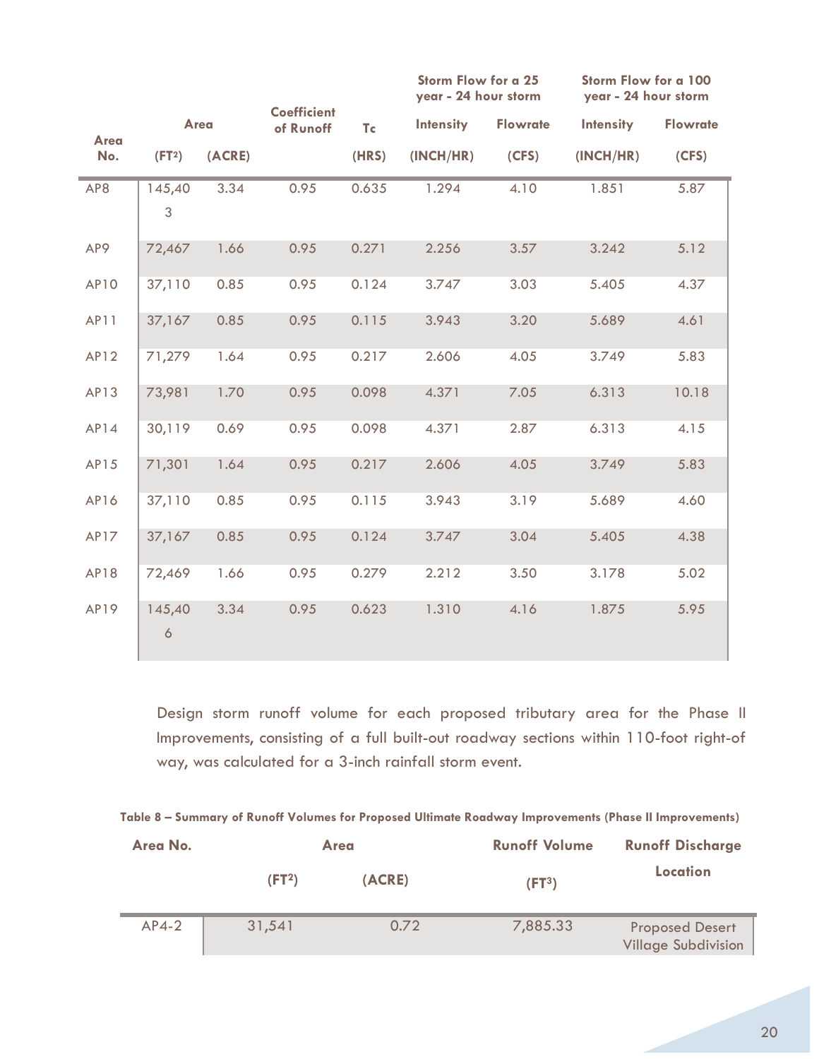| Area No. | Area | | Coefficient of Runoff | Tc | Storm Flow for a 25 year - 24 hour storm | | Storm Flow for a 100 year - 24 hour storm | |
|---|---|---|---|---|---|---|---|---|
| | | | | | Intensity | Flowrate | Intensity | Flowrate |
| | ($FT^2$) | (ACRE) | | (HRS) | (INCH/HR) | (CFS) | (INCH/HR) | (CFS) |
| AP8 | 145,403 | 3.34 | 0.95 | 0.635 | 1.294 | 4.10 | 1.851 | 5.87 |
| AP9 | 72,467 | 1.66 | 0.95 | 0.271 | 2.256 | 3.57 | 3.242 | 5.12 |
| AP10 | 37,110 | 0.85 | 0.95 | 0.124 | 3.747 | 3.03 | 5.405 | 4.37 |
| AP11 | 37,167 | 0.85 | 0.95 | 0.115 | 3.943 | 3.20 | 5.689 | 4.61 |
| AP12 | 71,279 | 1.64 | 0.95 | 0.217 | 2.606 | 4.05 | 3.749 | 5.83 |
| AP13 | 73,981 | 1.70 | 0.95 | 0.098 | 4.371 | 7.05 | 6.313 | 10.18 |
| AP14 | 30,119 | 0.69 | 0.95 | 0.098 | 4.371 | 2.87 | 6.313 | 4.15 |
| AP15 | 71,301 | 1.64 | 0.95 | 0.217 | 2.606 | 4.05 | 3.749 | 5.83 |
| AP16 | 37,110 | 0.85 | 0.95 | 0.115 | 3.943 | 3.19 | 5.689 | 4.60 |
| AP17 | 37,167 | 0.85 | 0.95 | 0.124 | 3.747 | 3.04 | 5.405 | 4.38 |
| AP18 | 72,469 | 1.66 | 0.95 | 0.279 | 2.212 | 3.50 | 3.178 | 5.02 |
| AP19 | 145,406 | 3.34 | 0.95 | 0.623 | 1.310 | 4.16 | 1.875 | 5.95 |

Design storm runoff volume for each proposed tributary area for the Phase II Improvements, consisting of a full built-out roadway sections within 110-foot right-of way, was calculated for a 3-inch rainfall storm event.

**Table 8 – Summary of Runoff Volumes for Proposed Ultimate Roadway Improvements (Phase II Improvements)**

| Area No. | Area | | Runoff Volume | Runoff Discharge Location |
|---|---|---|---|---|
| | ($FT^2$) | (ACRE) | ($FT^3$) | |
| AP4-2 | 31,541 | 0.72 | 7,885.33 | Proposed Desert Village Subdivision |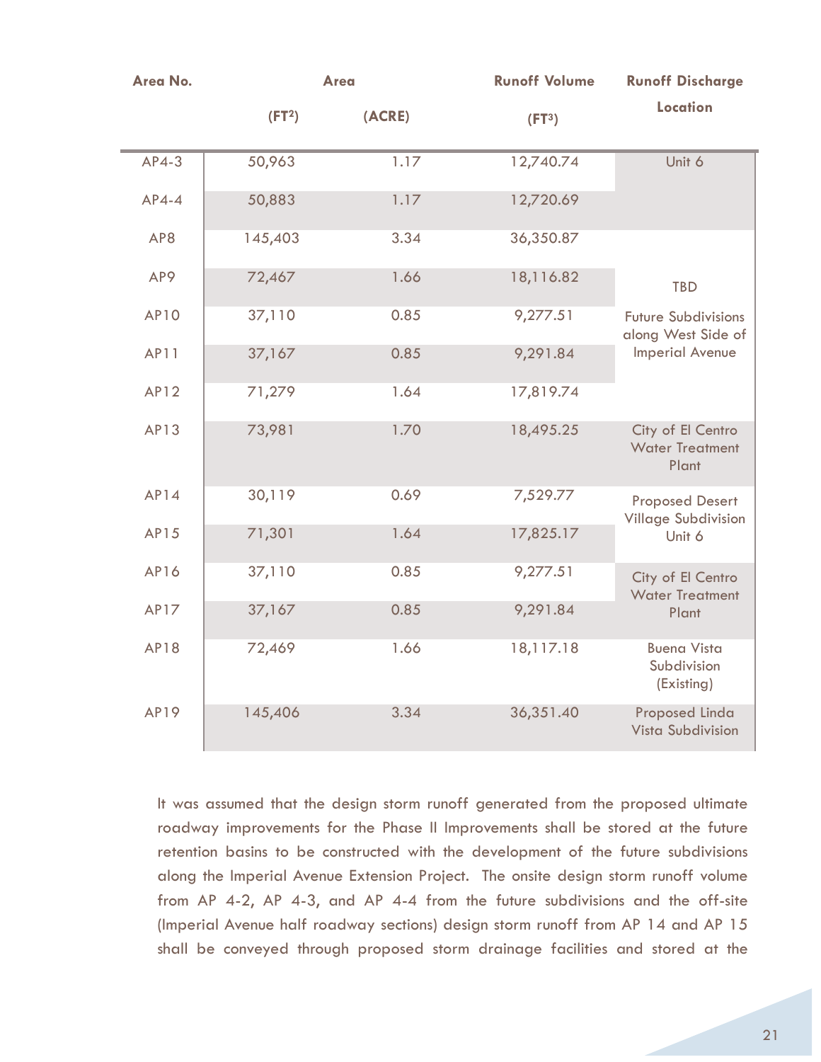| Area No. | Area | | Runoff Volume | Runoff Discharge Location |
|---|---|---|---|---|
| | (FT²) | (ACRE) | (FT³) | |
| AP4-3 | 50,963 | 1.17 | 12,740.74 | Unit 6 |
| AP4-4 | 50,883 | 1.17 | 12,720.69 | |
| AP8 | 145,403 | 3.34 | 36,350.87 | TBD Future Subdivisions along West Side of Imperial Avenue |
| AP9 | 72,467 | 1.66 | 18,116.82 | |
| AP10 | 37,110 | 0.85 | 9,277.51 | |
| AP11 | 37,167 | 0.85 | 9,291.84 | |
| AP12 | 71,279 | 1.64 | 17,819.74 | |
| AP13 | 73,981 | 1.70 | 18,495.25 | City of El Centro Water Treatment Plant |
| AP14 | 30,119 | 0.69 | 7,529.77 | Proposed Desert Village Subdivision Unit 6 |
| AP15 | 71,301 | 1.64 | 17,825.17 | |
| AP16 | 37,110 | 0.85 | 9,277.51 | City of El Centro Water Treatment Plant |
| AP17 | 37,167 | 0.85 | 9,291.84 | |
| AP18 | 72,469 | 1.66 | 18,117.18 | Buena Vista Subdivision (Existing) |
| AP19 | 145,406 | 3.34 | 36,351.40 | Proposed Linda Vista Subdivision |

It was assumed that the design storm runoff generated from the proposed ultimate roadway improvements for the Phase II Improvements shall be stored at the future retention basins to be constructed with the development of the future subdivisions along the Imperial Avenue Extension Project. The onsite design storm runoff volume from AP 4-2, AP 4-3, and AP 4-4 from the future subdivisions and the off-site (Imperial Avenue half roadway sections) design storm runoff from AP 14 and AP 15 shall be conveyed through proposed storm drainage facilities and stored at the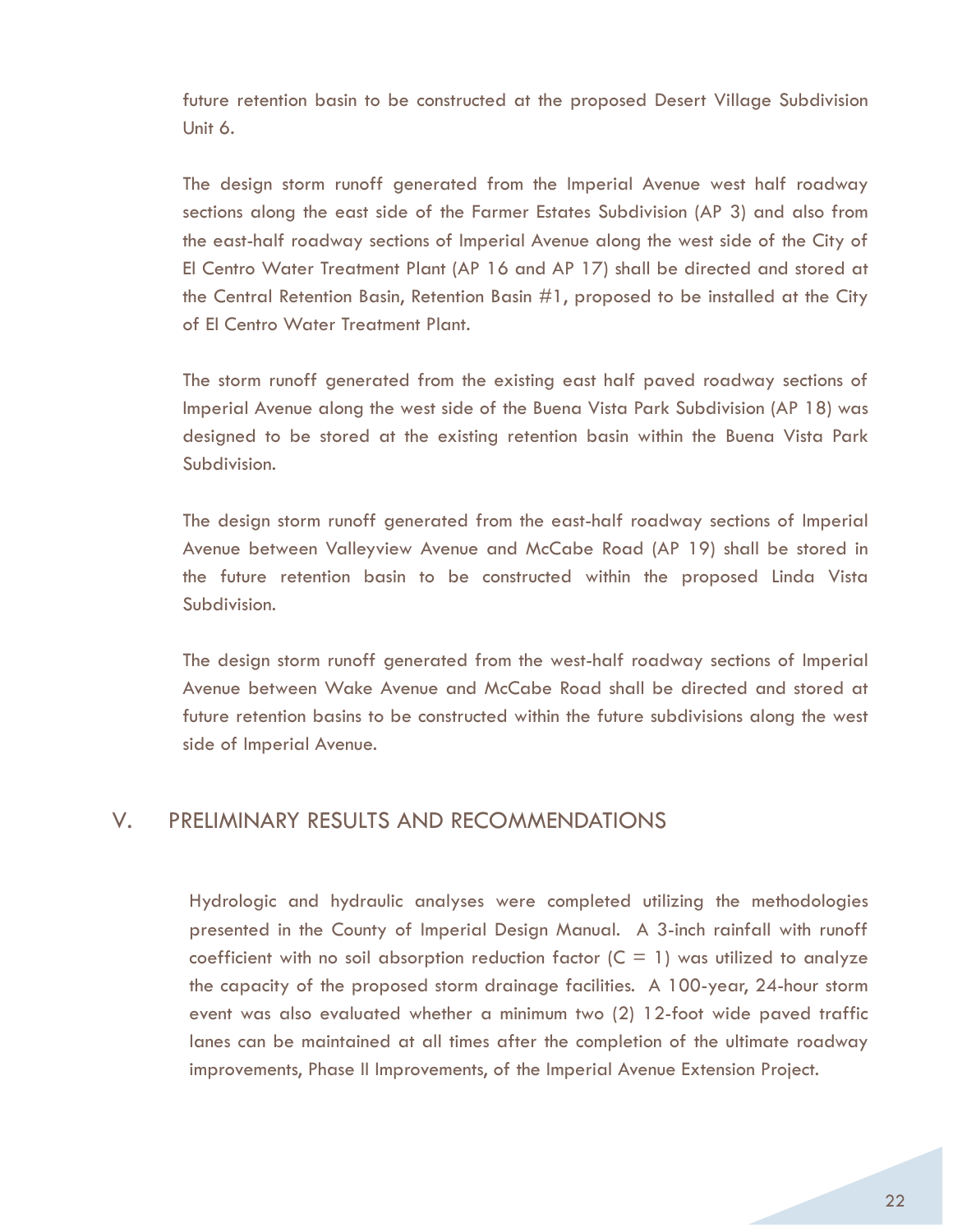future retention basin to be constructed at the proposed Desert Village Subdivision Unit 6.

The design storm runoff generated from the Imperial Avenue west half roadway sections along the east side of the Farmer Estates Subdivision (AP 3) and also from the east-half roadway sections of Imperial Avenue along the west side of the City of El Centro Water Treatment Plant (AP 16 and AP 17) shall be directed and stored at the Central Retention Basin, Retention Basin #1, proposed to be installed at the City of El Centro Water Treatment Plant.

The storm runoff generated from the existing east half paved roadway sections of Imperial Avenue along the west side of the Buena Vista Park Subdivision (AP 18) was designed to be stored at the existing retention basin within the Buena Vista Park Subdivision.

The design storm runoff generated from the east-half roadway sections of Imperial Avenue between Valleyview Avenue and McCabe Road (AP 19) shall be stored in the future retention basin to be constructed within the proposed Linda Vista Subdivision.

The design storm runoff generated from the west-half roadway sections of Imperial Avenue between Wake Avenue and McCabe Road shall be directed and stored at future retention basins to be constructed within the future subdivisions along the west side of Imperial Avenue.

## V. PRELIMINARY RESULTS AND RECOMMENDATIONS

Hydrologic and hydraulic analyses were completed utilizing the methodologies presented in the County of Imperial Design Manual. A 3-inch rainfall with runoff coefficient with no soil absorption reduction factor ($C = 1$) was utilized to analyze the capacity of the proposed storm drainage facilities. A 100-year, 24-hour storm event was also evaluated whether a minimum two (2) 12-foot wide paved traffic lanes can be maintained at all times after the completion of the ultimate roadway improvements, Phase II Improvements, of the Imperial Avenue Extension Project.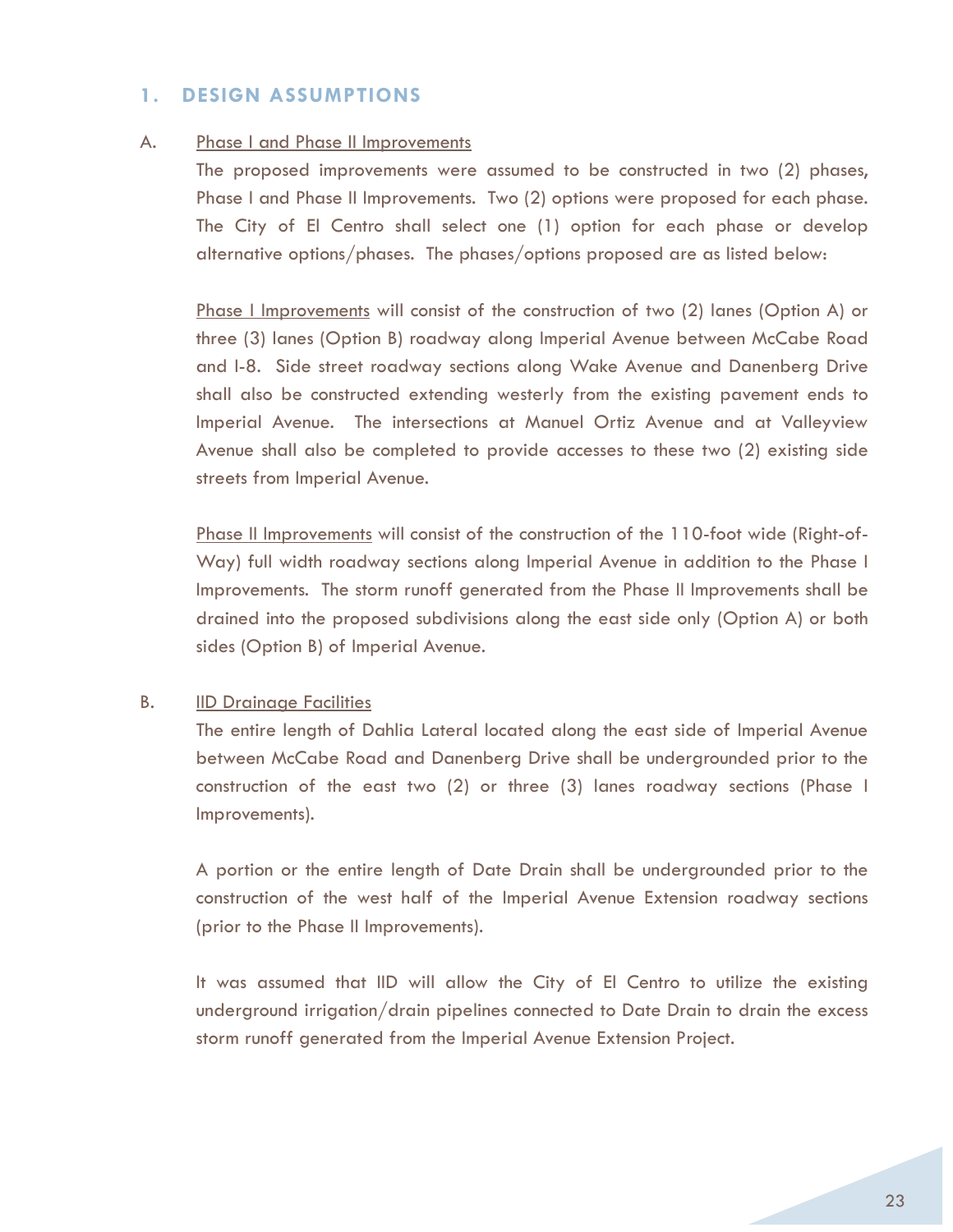## 1. DESIGN ASSUMPTIONS

A. Phase I and Phase II Improvements

The proposed improvements were assumed to be constructed in two (2) phases, Phase I and Phase II Improvements. Two (2) options were proposed for each phase. The City of El Centro shall select one (1) option for each phase or develop alternative options/phases. The phases/options proposed are as listed below:

Phase I Improvements will consist of the construction of two (2) lanes (Option A) or three (3) lanes (Option B) roadway along Imperial Avenue between McCabe Road and I-8. Side street roadway sections along Wake Avenue and Danenberg Drive shall also be constructed extending westerly from the existing pavement ends to Imperial Avenue. The intersections at Manuel Ortiz Avenue and at Valleyview Avenue shall also be completed to provide accesses to these two (2) existing side streets from Imperial Avenue.

Phase II Improvements will consist of the construction of the 110-foot wide (Right-of-Way) full width roadway sections along Imperial Avenue in addition to the Phase I Improvements. The storm runoff generated from the Phase II Improvements shall be drained into the proposed subdivisions along the east side only (Option A) or both sides (Option B) of Imperial Avenue.

B. IID Drainage Facilities

The entire length of Dahlia Lateral located along the east side of Imperial Avenue between McCabe Road and Danenberg Drive shall be undergrounded prior to the construction of the east two (2) or three (3) lanes roadway sections (Phase I Improvements).

A portion or the entire length of Date Drain shall be undergrounded prior to the construction of the west half of the Imperial Avenue Extension roadway sections (prior to the Phase II Improvements).

It was assumed that IID will allow the City of El Centro to utilize the existing underground irrigation/drain pipelines connected to Date Drain to drain the excess storm runoff generated from the Imperial Avenue Extension Project.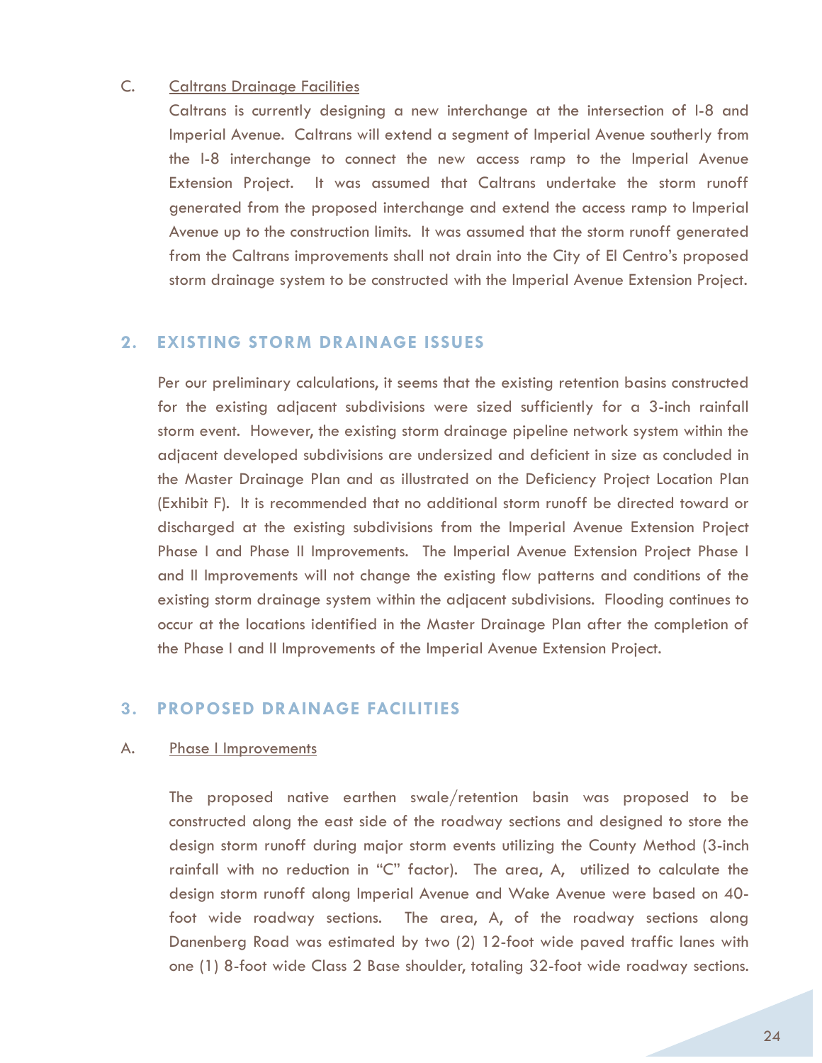C. <u>Caltrans Drainage Facilities</u>

Caltrans is currently designing a new interchange at the intersection of I-8 and Imperial Avenue. Caltrans will extend a segment of Imperial Avenue southerly from the I-8 interchange to connect the new access ramp to the Imperial Avenue Extension Project. It was assumed that Caltrans undertake the storm runoff generated from the proposed interchange and extend the access ramp to Imperial Avenue up to the construction limits. It was assumed that the storm runoff generated from the Caltrans improvements shall not drain into the City of El Centro's proposed storm drainage system to be constructed with the Imperial Avenue Extension Project.

## 2. EXISTING STORM DRAINAGE ISSUES

Per our preliminary calculations, it seems that the existing retention basins constructed for the existing adjacent subdivisions were sized sufficiently for a 3-inch rainfall storm event. However, the existing storm drainage pipeline network system within the adjacent developed subdivisions are undersized and deficient in size as concluded in the Master Drainage Plan and as illustrated on the Deficiency Project Location Plan (Exhibit F). It is recommended that no additional storm runoff be directed toward or discharged at the existing subdivisions from the Imperial Avenue Extension Project Phase I and Phase II Improvements. The Imperial Avenue Extension Project Phase I and II Improvements will not change the existing flow patterns and conditions of the existing storm drainage system within the adjacent subdivisions. Flooding continues to occur at the locations identified in the Master Drainage Plan after the completion of the Phase I and II Improvements of the Imperial Avenue Extension Project.

## 3. PROPOSED DRAINAGE FACILITIES

A. <u>Phase I Improvements</u>

The proposed native earthen swale/retention basin was proposed to be constructed along the east side of the roadway sections and designed to store the design storm runoff during major storm events utilizing the County Method (3-inch rainfall with no reduction in "C" factor). The area, A, utilized to calculate the design storm runoff along Imperial Avenue and Wake Avenue were based on 40-foot wide roadway sections. The area, A, of the roadway sections along Danenberg Road was estimated by two (2) 12-foot wide paved traffic lanes with one (1) 8-foot wide Class 2 Base shoulder, totaling 32-foot wide roadway sections.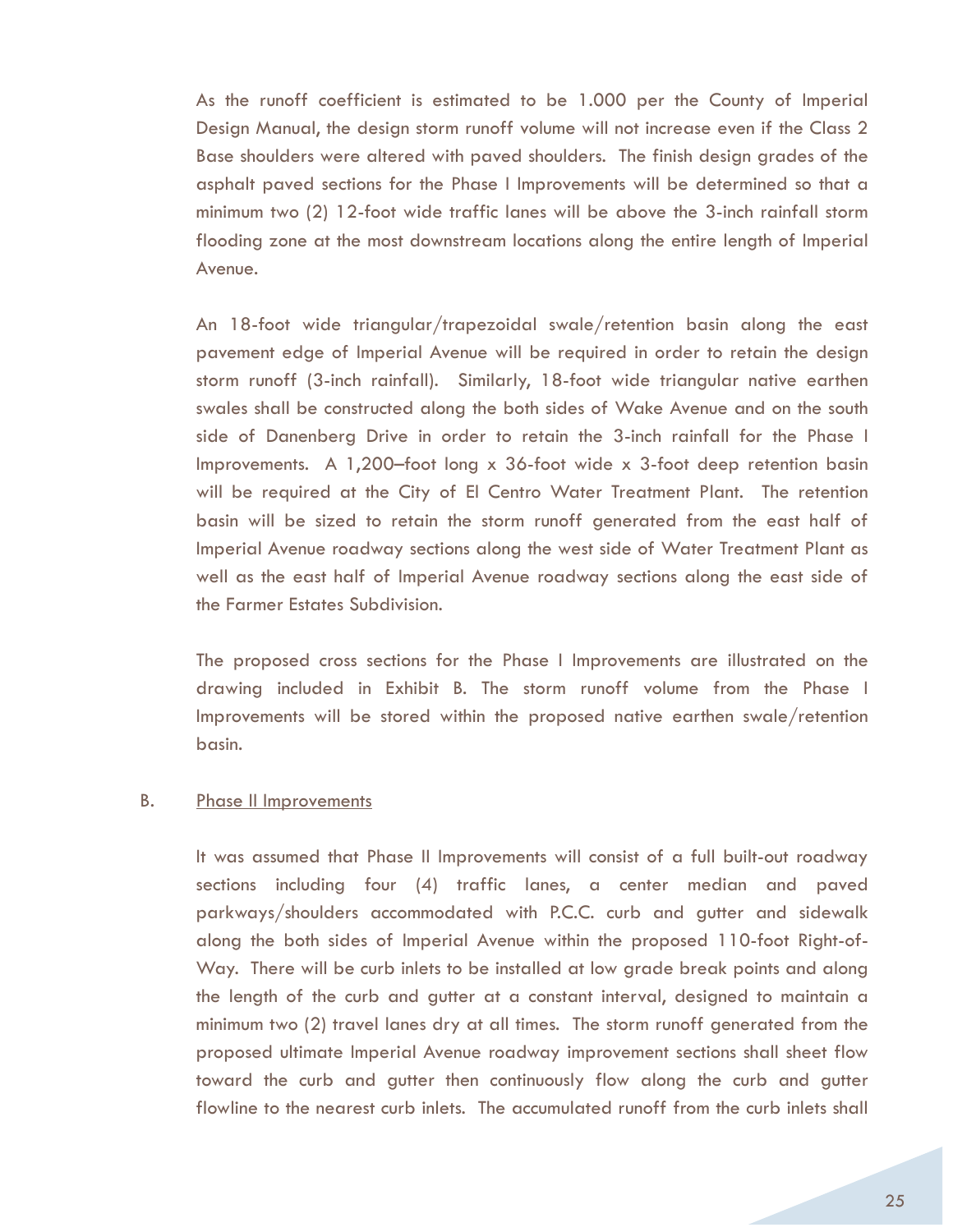As the runoff coefficient is estimated to be 1.000 per the County of Imperial Design Manual, the design storm runoff volume will not increase even if the Class 2 Base shoulders were altered with paved shoulders. The finish design grades of the asphalt paved sections for the Phase I Improvements will be determined so that a minimum two (2) 12-foot wide traffic lanes will be above the 3-inch rainfall storm flooding zone at the most downstream locations along the entire length of Imperial Avenue.

An 18-foot wide triangular/trapezoidal swale/retention basin along the east pavement edge of Imperial Avenue will be required in order to retain the design storm runoff (3-inch rainfall). Similarly, 18-foot wide triangular native earthen swales shall be constructed along the both sides of Wake Avenue and on the south side of Danenberg Drive in order to retain the 3-inch rainfall for the Phase I Improvements. A 1,200–foot long x 36-foot wide x 3-foot deep retention basin will be required at the City of El Centro Water Treatment Plant. The retention basin will be sized to retain the storm runoff generated from the east half of Imperial Avenue roadway sections along the west side of Water Treatment Plant as well as the east half of Imperial Avenue roadway sections along the east side of the Farmer Estates Subdivision.

The proposed cross sections for the Phase I Improvements are illustrated on the drawing included in Exhibit B. The storm runoff volume from the Phase I Improvements will be stored within the proposed native earthen swale/retention basin.

B. <u>Phase II Improvements</u>

It was assumed that Phase II Improvements will consist of a full built-out roadway sections including four (4) traffic lanes, a center median and paved parkways/shoulders accommodated with P.C.C. curb and gutter and sidewalk along the both sides of Imperial Avenue within the proposed 110-foot Right-of-Way. There will be curb inlets to be installed at low grade break points and along the length of the curb and gutter at a constant interval, designed to maintain a minimum two (2) travel lanes dry at all times. The storm runoff generated from the proposed ultimate Imperial Avenue roadway improvement sections shall sheet flow toward the curb and gutter then continuously flow along the curb and gutter flowline to the nearest curb inlets. The accumulated runoff from the curb inlets shall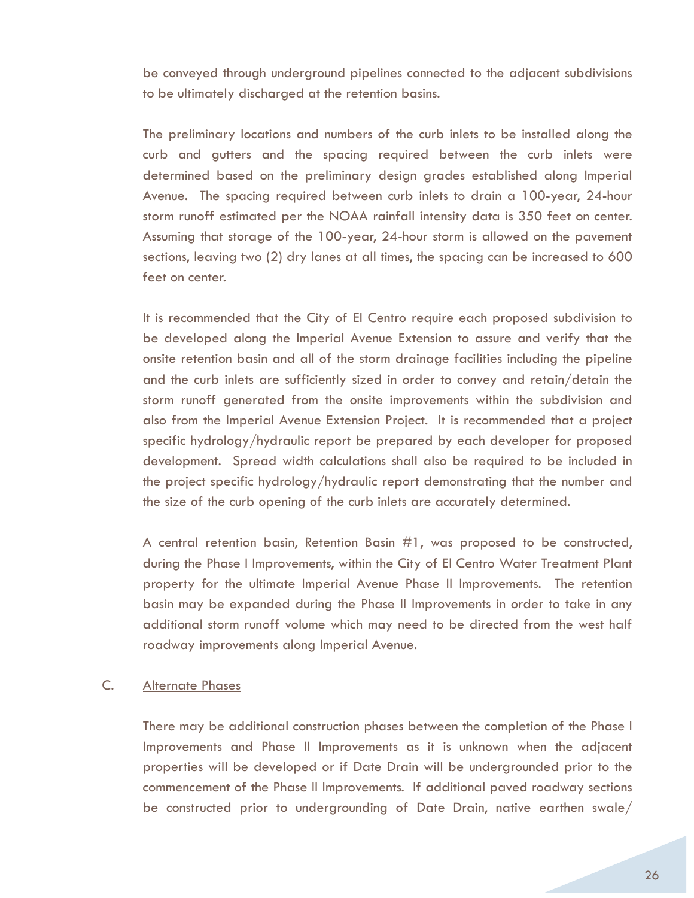be conveyed through underground pipelines connected to the adjacent subdivisions to be ultimately discharged at the retention basins.

The preliminary locations and numbers of the curb inlets to be installed along the curb and gutters and the spacing required between the curb inlets were determined based on the preliminary design grades established along Imperial Avenue. The spacing required between curb inlets to drain a 100-year, 24-hour storm runoff estimated per the NOAA rainfall intensity data is 350 feet on center. Assuming that storage of the 100-year, 24-hour storm is allowed on the pavement sections, leaving two (2) dry lanes at all times, the spacing can be increased to 600 feet on center.

It is recommended that the City of El Centro require each proposed subdivision to be developed along the Imperial Avenue Extension to assure and verify that the onsite retention basin and all of the storm drainage facilities including the pipeline and the curb inlets are sufficiently sized in order to convey and retain/detain the storm runoff generated from the onsite improvements within the subdivision and also from the Imperial Avenue Extension Project. It is recommended that a project specific hydrology/hydraulic report be prepared by each developer for proposed development. Spread width calculations shall also be required to be included in the project specific hydrology/hydraulic report demonstrating that the number and the size of the curb opening of the curb inlets are accurately determined.

A central retention basin, Retention Basin #1, was proposed to be constructed, during the Phase I Improvements, within the City of El Centro Water Treatment Plant property for the ultimate Imperial Avenue Phase II Improvements. The retention basin may be expanded during the Phase II Improvements in order to take in any additional storm runoff volume which may need to be directed from the west half roadway improvements along Imperial Avenue.

C. Alternate Phases

There may be additional construction phases between the completion of the Phase I Improvements and Phase II Improvements as it is unknown when the adjacent properties will be developed or if Date Drain will be undergrounded prior to the commencement of the Phase II Improvements. If additional paved roadway sections be constructed prior to undergrounding of Date Drain, native earthen swale/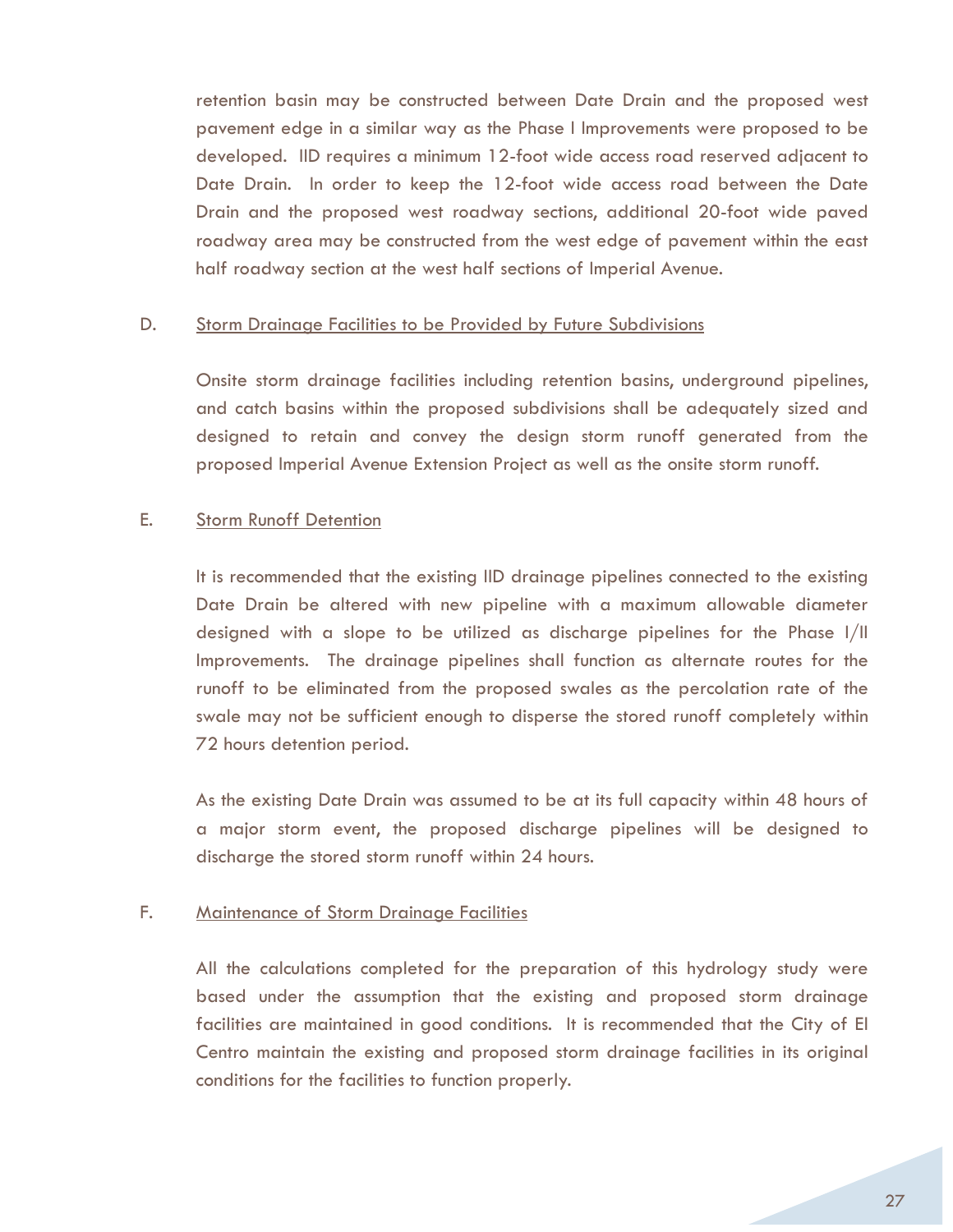retention basin may be constructed between Date Drain and the proposed west pavement edge in a similar way as the Phase I Improvements were proposed to be developed. IID requires a minimum 12-foot wide access road reserved adjacent to Date Drain. In order to keep the 12-foot wide access road between the Date Drain and the proposed west roadway sections, additional 20-foot wide paved roadway area may be constructed from the west edge of pavement within the east half roadway section at the west half sections of Imperial Avenue.

D. <u>Storm Drainage Facilities to be Provided by Future Subdivisions</u>

Onsite storm drainage facilities including retention basins, underground pipelines, and catch basins within the proposed subdivisions shall be adequately sized and designed to retain and convey the design storm runoff generated from the proposed Imperial Avenue Extension Project as well as the onsite storm runoff.

E. <u>Storm Runoff Detention</u>

It is recommended that the existing IID drainage pipelines connected to the existing Date Drain be altered with new pipeline with a maximum allowable diameter designed with a slope to be utilized as discharge pipelines for the Phase I/II Improvements. The drainage pipelines shall function as alternate routes for the runoff to be eliminated from the proposed swales as the percolation rate of the swale may not be sufficient enough to disperse the stored runoff completely within 72 hours detention period.

As the existing Date Drain was assumed to be at its full capacity within 48 hours of a major storm event, the proposed discharge pipelines will be designed to discharge the stored storm runoff within 24 hours.

F. <u>Maintenance of Storm Drainage Facilities</u>

All the calculations completed for the preparation of this hydrology study were based under the assumption that the existing and proposed storm drainage facilities are maintained in good conditions. It is recommended that the City of El Centro maintain the existing and proposed storm drainage facilities in its original conditions for the facilities to function properly.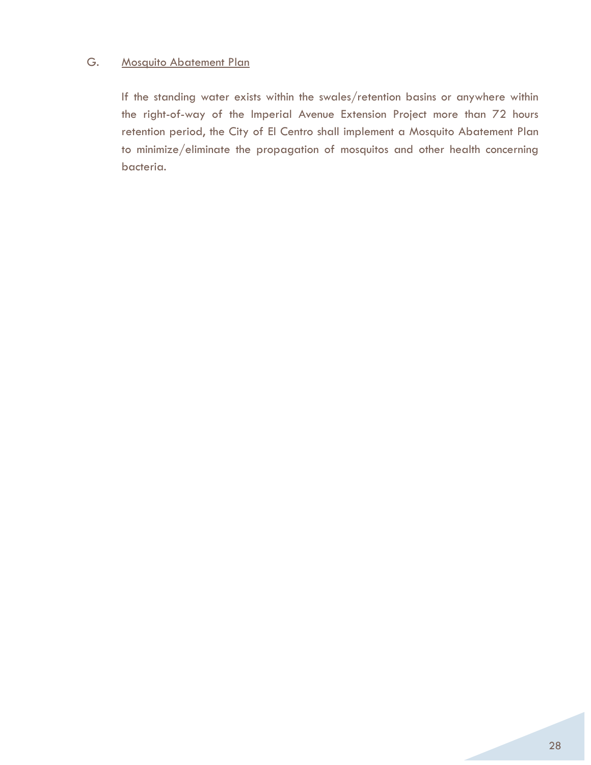G. <u>Mosquito Abatement Plan</u>

If the standing water exists within the swales/retention basins or anywhere within the right-of-way of the Imperial Avenue Extension Project more than 72 hours retention period, the City of El Centro shall implement a Mosquito Abatement Plan to minimize/eliminate the propagation of mosquitos and other health concerning bacteria.